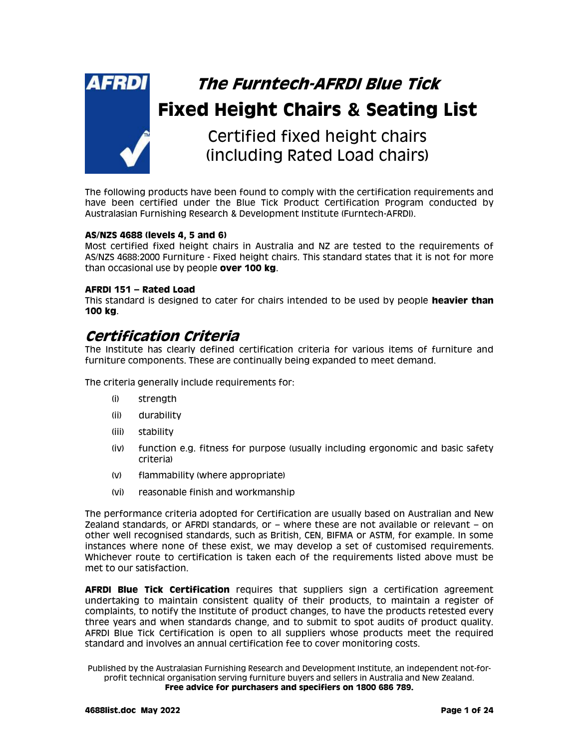# The Furntech-AFRDI Blue Tick

# Fixed Height Chairs & Seating List

## Certified fixed height chairs (including Rated Load chairs)

The following products have been found to comply with the certification requirements and have been certified under the Blue Tick Product Certification Program conducted by Australasian Furnishing Research & Development Institute (Furntech-AFRDI).

**AS/NZS 4688 (levels 4, 5 and 6)**
Most certified fixed height chairs in Australia and NZ are tested to the requirements of AS/NZS 4688:2000 Furniture - Fixed height chairs. This standard states that it is not for more than occasional use by people **over 100 kg**.

**AFRDI 151 – Rated Load**
This standard is designed to cater for chairs intended to be used by people **heavier than 100 kg**.

## *Certification Criteria*

The Institute has clearly defined certification criteria for various items of furniture and furniture components. These are continually being expanded to meet demand.

The criteria generally include requirements for:

- (i) strength
- (ii) durability
- (iii) stability
- (iv) function e.g. fitness for purpose (usually including ergonomic and basic safety criteria)
- (v) flammability (where appropriate)
- (vi) reasonable finish and workmanship

The performance criteria adopted for Certification are usually based on Australian and New Zealand standards, or AFRDI standards, or – where these are not available or relevant – on other well recognised standards, such as British, CEN, BIFMA or ASTM, for example. In some instances where none of these exist, we may develop a set of customised requirements. Whichever route to certification is taken each of the requirements listed above must be met to our satisfaction.

**AFRDI Blue Tick Certification** requires that suppliers sign a certification agreement undertaking to maintain consistent quality of their products, to maintain a register of complaints, to notify the Institute of product changes, to have the products retested every three years and when standards change, and to submit to spot audits of product quality. AFRDI Blue Tick Certification is open to all suppliers whose products meet the required standard and involves an annual certification fee to cover monitoring costs.

Published by the Australasian Furnishing Research and Development Institute, an independent not-for-profit technical organisation serving furniture buyers and sellers in Australia and New Zealand.
**Free advice for purchasers and specifiers on 1800 686 789.**

**4688list.doc May 2022**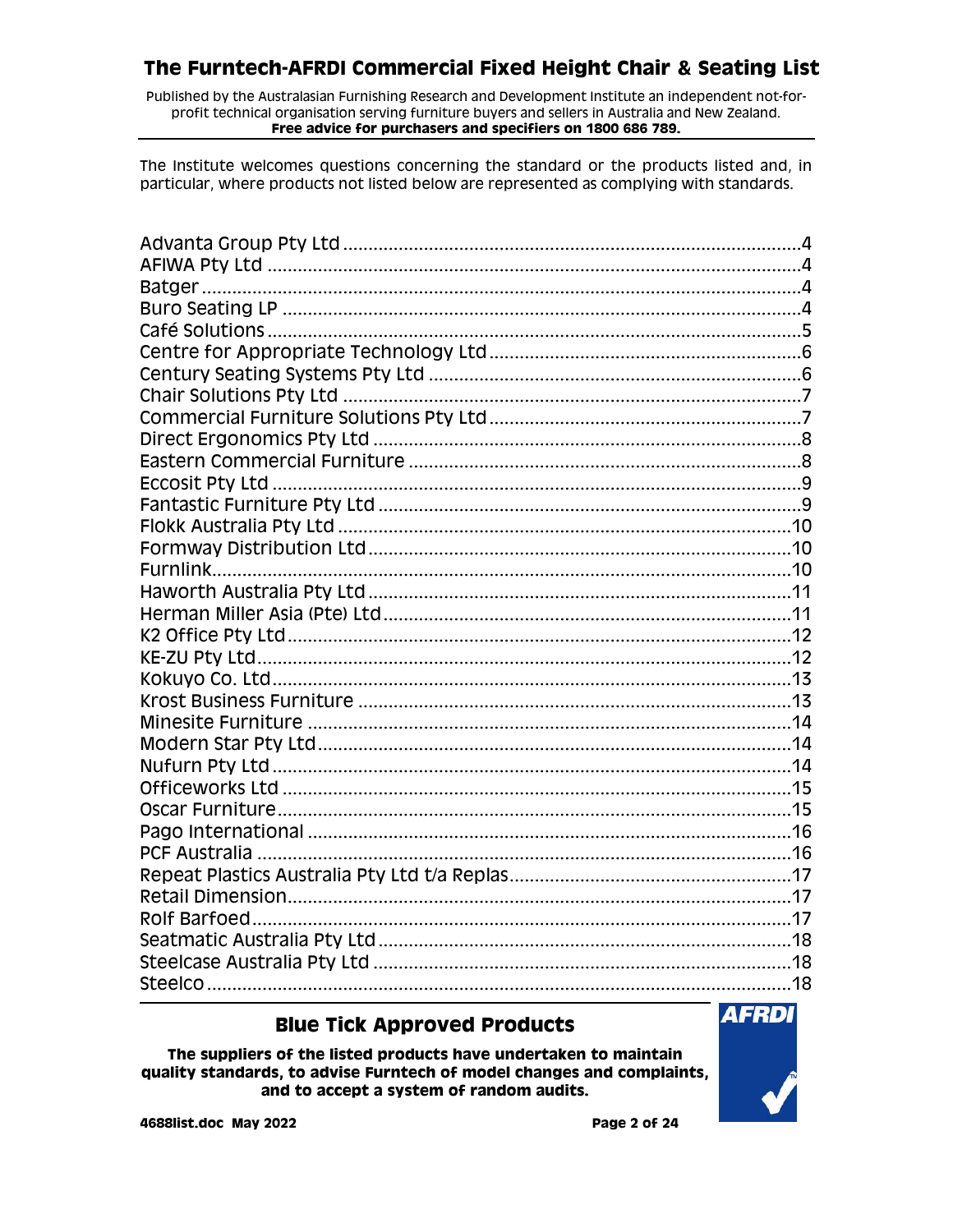# The Furntech-AFRDI Commercial Fixed Height Chair & Seating List

Published by the Australasian Furnishing Research and Development Institute an independent not-for-profit technical organisation serving furniture buyers and sellers in Australia and New Zealand.
**Free advice for purchasers and specifiers on 1800 686 789.**

The Institute welcomes questions concerning the standard or the products listed and, in particular, where products not listed below are represented as complying with standards.

Advanta Group Pty Ltd ........................................ 4
AFIWA Pty Ltd ........................................ 4
Batger ........................................ 4
Buro Seating LP ........................................ 4
Café Solutions ........................................ 5
Centre for Appropriate Technology Ltd ........................................ 6
Century Seating Systems Pty Ltd ........................................ 6
Chair Solutions Pty Ltd ........................................ 7
Commercial Furniture Solutions Pty Ltd ........................................ 7
Direct Ergonomics Pty Ltd ........................................ 8
Eastern Commercial Furniture ........................................ 8
Eccosit Pty Ltd ........................................ 9
Fantastic Furniture Pty Ltd ........................................ 9
Flokk Australia Pty Ltd ........................................ 10
Formway Distribution Ltd ........................................ 10
Furnlink ........................................ 10
Haworth Australia Pty Ltd ........................................ 11
Herman Miller Asia (Pte) Ltd ........................................ 11
K2 Office Pty Ltd ........................................ 12
KE-ZU Pty Ltd ........................................ 12
Kokuyo Co. Ltd ........................................ 13
Krost Business Furniture ........................................ 13
Minesite Furniture ........................................ 14
Modern Star Pty Ltd ........................................ 14
Nufurn Pty Ltd ........................................ 14
Officeworks Ltd ........................................ 15
Oscar Furniture ........................................ 15
Pago International ........................................ 16
PCF Australia ........................................ 16
Repeat Plastics Australia Pty Ltd t/a Replas ........................................ 17
Retail Dimension ........................................ 17
Rolf Barfoed ........................................ 17
Seatmatic Australia Pty Ltd ........................................ 18
Steelcase Australia Pty Ltd ........................................ 18
Steelco ........................................ 18

## Blue Tick Approved Products

**The suppliers of the listed products have undertaken to maintain quality standards, to advise Furntech of model changes and complaints, and to accept a system of random audits.**

AFRDI

**4688list.doc May 2022**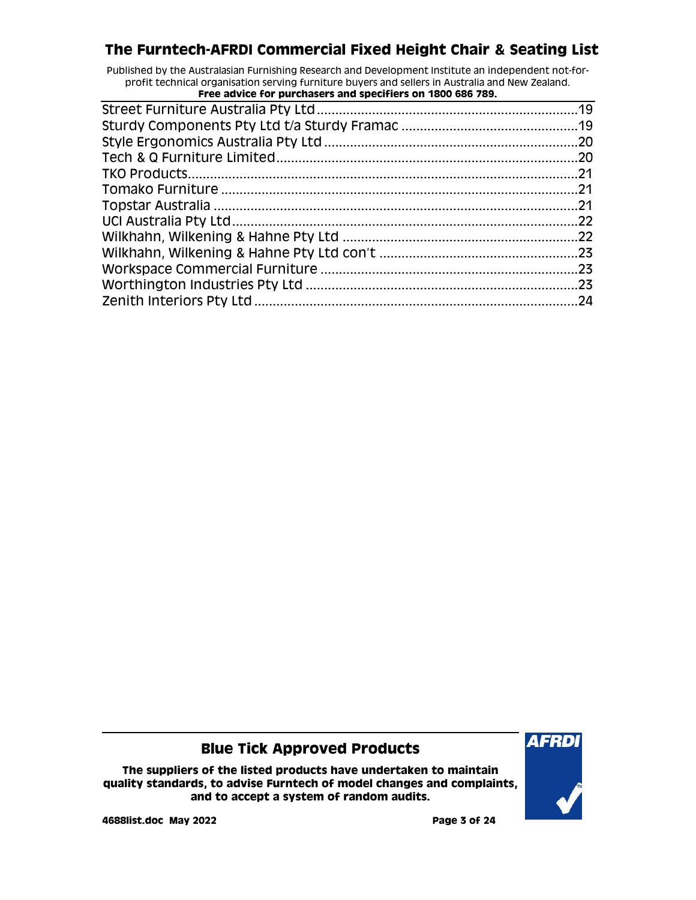Street Furniture Australia Pty Ltd ........................................................................ 19
Sturdy Components Pty Ltd t/a Sturdy Framac ................................................ 19
Style Ergonomics Australia Pty Ltd ..................................................................... 20
Tech & Q Furniture Limited .................................................................................. 20
TKO Products ........................................................................................................... 21
Tomako Furniture ................................................................................................... 21
Topstar Australia ..................................................................................................... 21
UCI Australia Pty Ltd ............................................................................................. 22
Wilkhahn, Wilkening & Hahne Pty Ltd ................................................................ 22
Wilkhahn, Wilkening & Hahne Pty Ltd con't ...................................................... 23
Workspace Commercial Furniture ....................................................................... 23
Worthington Industries Pty Ltd ............................................................................ 23
Zenith Interiors Pty Ltd ......................................................................................... 24

## Blue Tick Approved Products

**The suppliers of the listed products have undertaken to maintain quality standards, to advise Furntech of model changes and complaints, and to accept a system of random audits.**

**4688list.doc May 2022**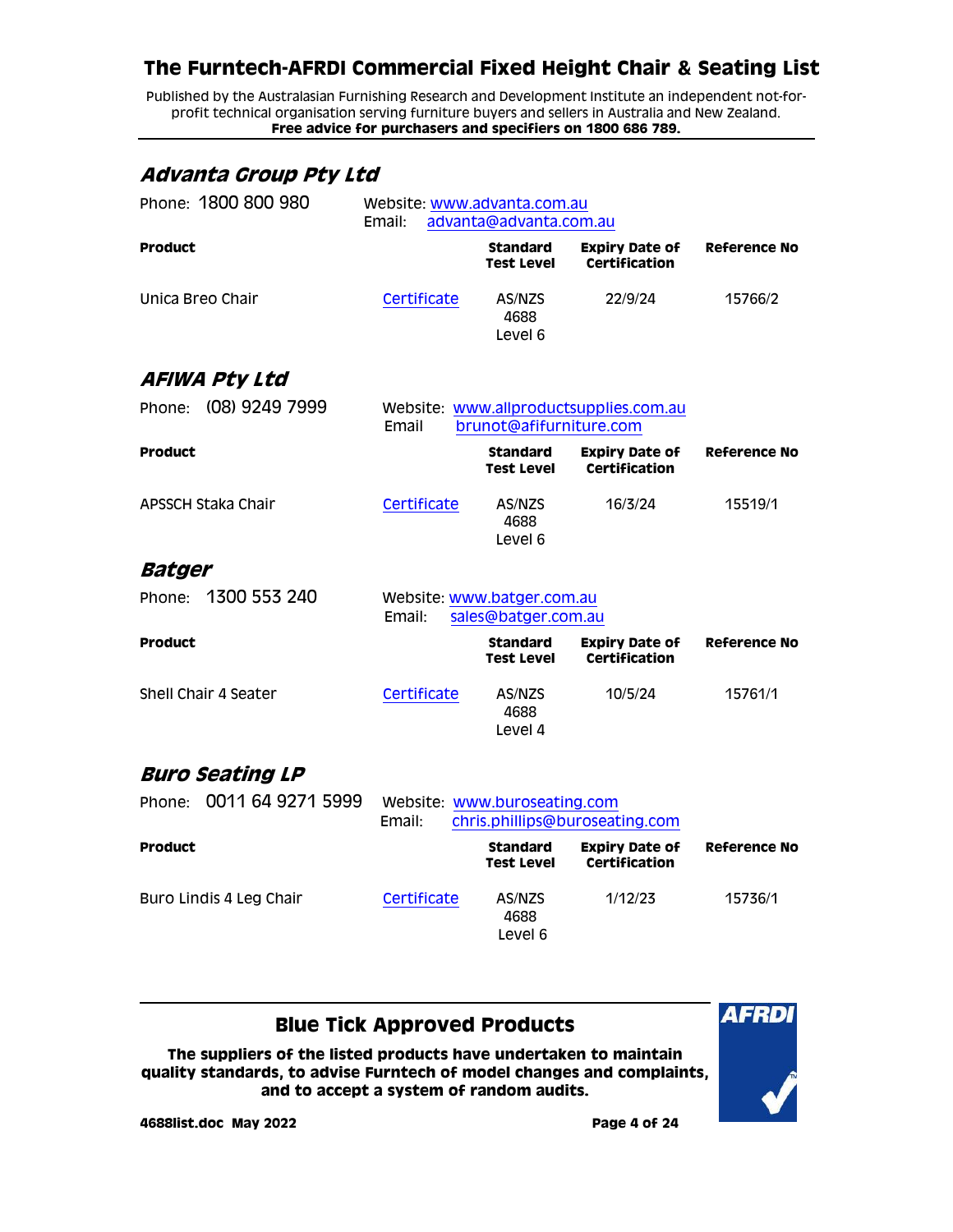# The Furntech-AFRDI Commercial Fixed Height Chair & Seating List

Published by the Australasian Furnishing Research and Development Institute an independent not-for-profit technical organisation serving furniture buyers and sellers in Australia and New Zealand.
**Free advice for purchasers and specifiers on 1800 686 789.**

## *Advanta Group Pty Ltd*

Phone: 1800 800 980 Website: www.advanta.com.au
Email: advanta@advanta.com.au

| Product | | Standard Test Level | Expiry Date of Certification | Reference No |
|---|---|---|---|---|
| Unica Breo Chair | Certificate | AS/NZS 4688 Level 6 | 22/9/24 | 15766/2 |

## *AFIWA Pty Ltd*

Phone: (08) 9249 7999 Website: www.allproductsupplies.com.au
Email brunot@afifurniture.com

| Product | | Standard Test Level | Expiry Date of Certification | Reference No |
|---|---|---|---|---|
| APSSCH Staka Chair | Certificate | AS/NZS 4688 Level 6 | 16/3/24 | 15519/1 |

## *Batger*

Phone: 1300 553 240 Website: www.batger.com.au
Email: sales@batger.com.au

| Product | | Standard Test Level | Expiry Date of Certification | Reference No |
|---|---|---|---|---|
| Shell Chair 4 Seater | Certificate | AS/NZS 4688 Level 4 | 10/5/24 | 15761/1 |

## *Buro Seating LP*

Phone: 0011 64 9271 5999 Website: www.buroseating.com
Email: chris.phillips@buroseating.com

| Product | | Standard Test Level | Expiry Date of Certification | Reference No |
|---|---|---|---|---|
| Buro Lindis 4 Leg Chair | Certificate | AS/NZS 4688 Level 6 | 1/12/23 | 15736/1 |

### Blue Tick Approved Products

**The suppliers of the listed products have undertaken to maintain quality standards, to advise Furntech of model changes and complaints, and to accept a system of random audits.**

**4688list.doc May 2022**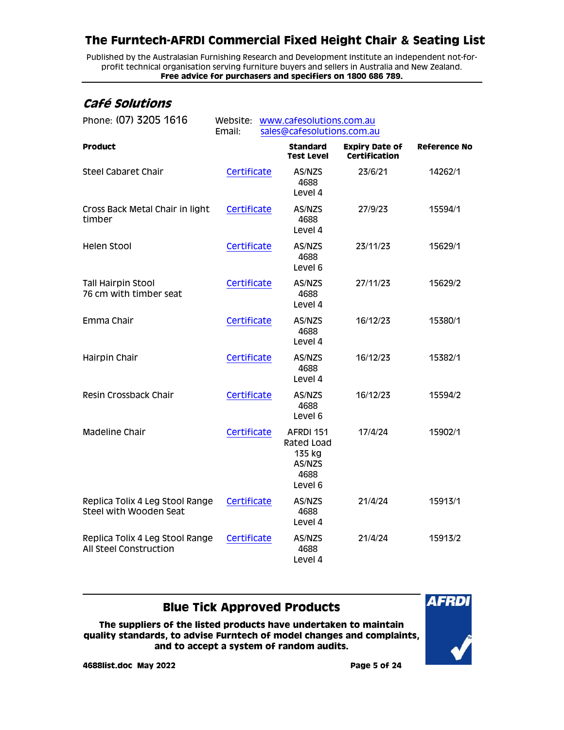# The Furntech-AFRDI Commercial Fixed Height Chair & Seating List

Published by the Australasian Furnishing Research and Development Institute an independent not-for-profit technical organisation serving furniture buyers and sellers in Australia and New Zealand.
**Free advice for purchasers and specifiers on 1800 686 789.**

## *Café Solutions*

Phone: (07) 3205 1616

Website: www.cafesolutions.com.au
Email: sales@cafesolutions.com.au

| Product | | Standard Test Level | Expiry Date of Certification | Reference No |
|---|---|---|---|---|
| Steel Cabaret Chair | Certificate | AS/NZS 4688 Level 4 | 23/6/21 | 14262/1 |
| Cross Back Metal Chair in light timber | Certificate | AS/NZS 4688 Level 4 | 27/9/23 | 15594/1 |
| Helen Stool | Certificate | AS/NZS 4688 Level 6 | 23/11/23 | 15629/1 |
| Tall Hairpin Stool 76 cm with timber seat | Certificate | AS/NZS 4688 Level 4 | 27/11/23 | 15629/2 |
| Emma Chair | Certificate | AS/NZS 4688 Level 4 | 16/12/23 | 15380/1 |
| Hairpin Chair | Certificate | AS/NZS 4688 Level 4 | 16/12/23 | 15382/1 |
| Resin Crossback Chair | Certificate | AS/NZS 4688 Level 6 | 16/12/23 | 15594/2 |
| Madeline Chair | Certificate | AFRDI 151 Rated Load 135 kg AS/NZS 4688 Level 6 | 17/4/24 | 15902/1 |
| Replica Tolix 4 Leg Stool Range Steel with Wooden Seat | Certificate | AS/NZS 4688 Level 4 | 21/4/24 | 15913/1 |
| Replica Tolix 4 Leg Stool Range All Steel Construction | Certificate | AS/NZS 4688 Level 4 | 21/4/24 | 15913/2 |

## Blue Tick Approved Products

**The suppliers of the listed products have undertaken to maintain quality standards, to advise Furntech of model changes and complaints, and to accept a system of random audits.**

**4688list.doc May 2022**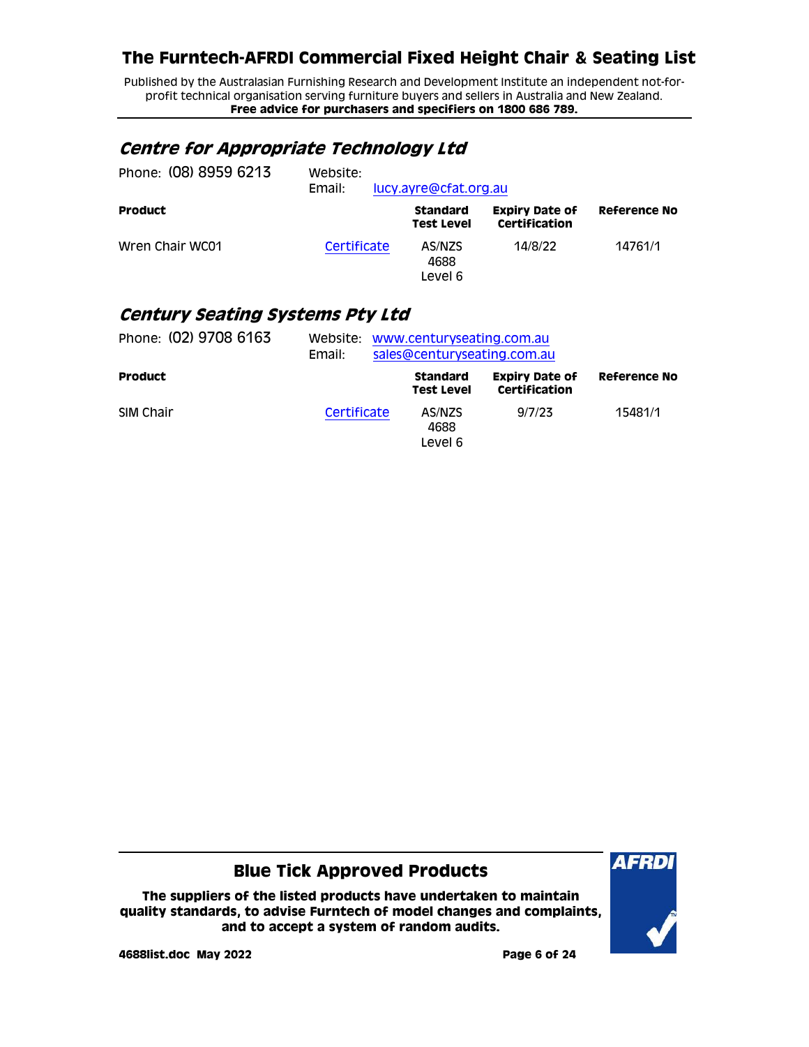## Centre for Appropriate Technology Ltd

Phone: (08) 8959 6213 Website:
Email: lucy.ayre@cfat.org.au

| Product | | Standard Test Level | Expiry Date of Certification | Reference No |
|---|---|---|---|---|
| Wren Chair WC01 | Certificate | AS/NZS 4688 Level 6 | 14/8/22 | 14761/1 |

## Century Seating Systems Pty Ltd

Phone: (02) 9708 6163 Website: www.centuryseating.com.au
Email: sales@centuryseating.com.au

| Product | | Standard Test Level | Expiry Date of Certification | Reference No |
|---|---|---|---|---|
| SIM Chair | Certificate | AS/NZS 4688 Level 6 | 9/7/23 | 15481/1 |

**Blue Tick Approved Products**

**The suppliers of the listed products have undertaken to maintain quality standards, to advise Furntech of model changes and complaints, and to accept a system of random audits.**

**4688list.doc May 2022**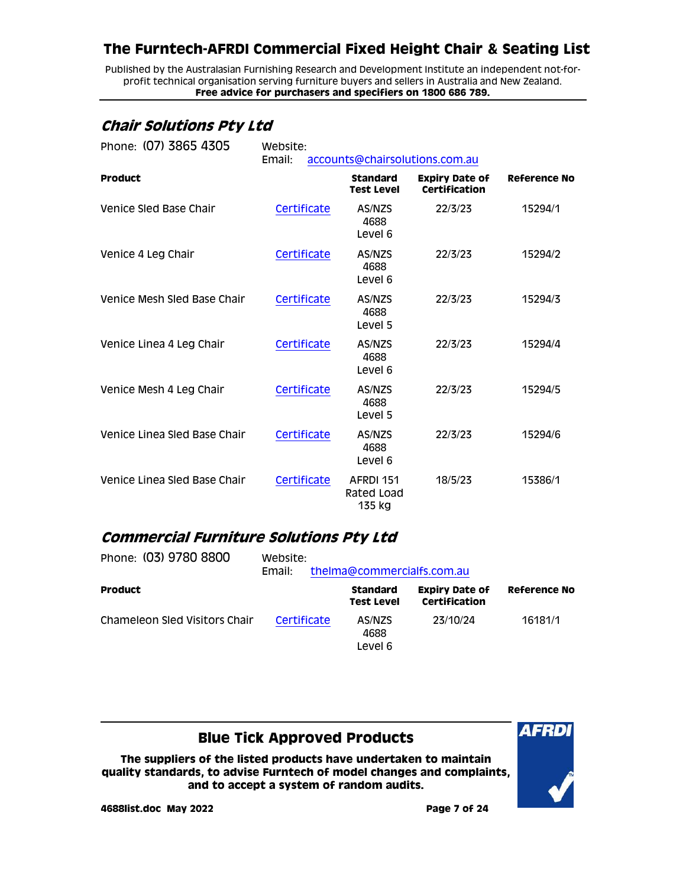# The Furntech-AFRDI Commercial Fixed Height Chair & Seating List

Published by the Australasian Furnishing Research and Development Institute an independent not-for-profit technical organisation serving furniture buyers and sellers in Australia and New Zealand.
**Free advice for purchasers and specifiers on 1800 686 789.**

## *Chair Solutions Pty Ltd*

Phone: (07) 3865 4305
Website:
Email: accounts@chairsolutions.com.au

| Product | | Standard Test Level | Expiry Date of Certification | Reference No |
|---|---|---|---|---|
| Venice Sled Base Chair | Certificate | AS/NZS 4688 Level 6 | 22/3/23 | 15294/1 |
| Venice 4 Leg Chair | Certificate | AS/NZS 4688 Level 6 | 22/3/23 | 15294/2 |
| Venice Mesh Sled Base Chair | Certificate | AS/NZS 4688 Level 5 | 22/3/23 | 15294/3 |
| Venice Linea 4 Leg Chair | Certificate | AS/NZS 4688 Level 6 | 22/3/23 | 15294/4 |
| Venice Mesh 4 Leg Chair | Certificate | AS/NZS 4688 Level 5 | 22/3/23 | 15294/5 |
| Venice Linea Sled Base Chair | Certificate | AS/NZS 4688 Level 6 | 22/3/23 | 15294/6 |
| Venice Linea Sled Base Chair | Certificate | AFRDI 151 Rated Load 135 kg | 18/5/23 | 15386/1 |

## *Commercial Furniture Solutions Pty Ltd*

Phone: (03) 9780 8800
Website:
Email: thelma@commercialfs.com.au

| Product | | Standard Test Level | Expiry Date of Certification | Reference No |
|---|---|---|---|---|
| Chameleon Sled Visitors Chair | Certificate | AS/NZS 4688 Level 6 | 23/10/24 | 16181/1 |

**Blue Tick Approved Products**

**The suppliers of the listed products have undertaken to maintain quality standards, to advise Furntech of model changes and complaints, and to accept a system of random audits.**

**4688list.doc May 2022**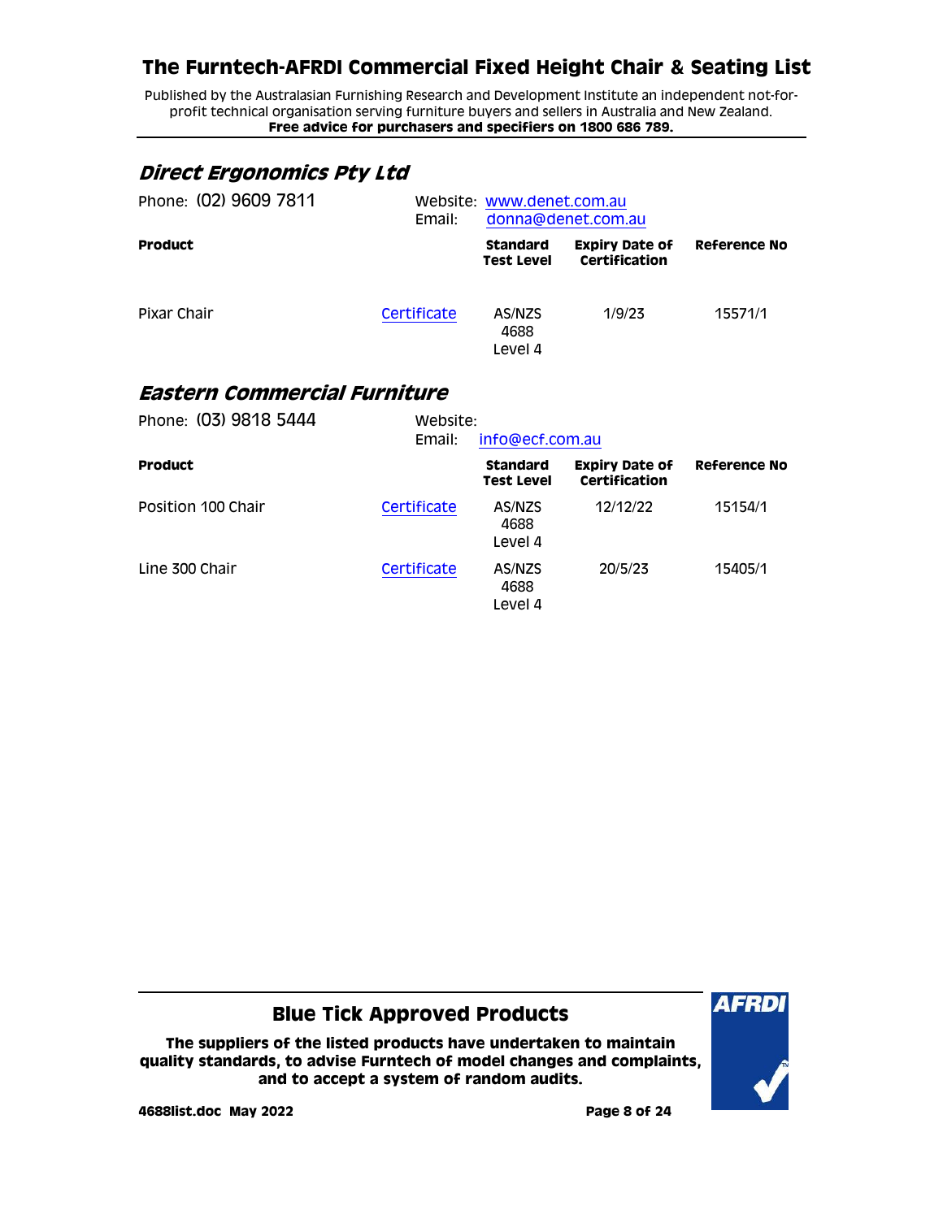# The Furntech-AFRDI Commercial Fixed Height Chair & Seating List

Published by the Australasian Furnishing Research and Development Institute an independent not-for-profit technical organisation serving furniture buyers and sellers in Australia and New Zealand.
**Free advice for purchasers and specifiers on 1800 686 789.**

## *Direct Ergonomics Pty Ltd*

Phone: (02) 9609 7811

Website: www.denet.com.au
Email: donna@denet.com.au

| Product | | Standard Test Level | Expiry Date of Certification | Reference No |
|---|---|---|---|---|
| Pixar Chair | Certificate | AS/NZS 4688 Level 4 | 1/9/23 | 15571/1 |

## *Eastern Commercial Furniture*

Phone: (03) 9818 5444

Website:
Email: info@ecf.com.au

| Product | | Standard Test Level | Expiry Date of Certification | Reference No |
|---|---|---|---|---|
| Position 100 Chair | Certificate | AS/NZS 4688 Level 4 | 12/12/22 | 15154/1 |
| Line 300 Chair | Certificate | AS/NZS 4688 Level 4 | 20/5/23 | 15405/1 |

**Blue Tick Approved Products**

**The suppliers of the listed products have undertaken to maintain quality standards, to advise Furntech of model changes and complaints, and to accept a system of random audits.**

**4688list.doc May 2022**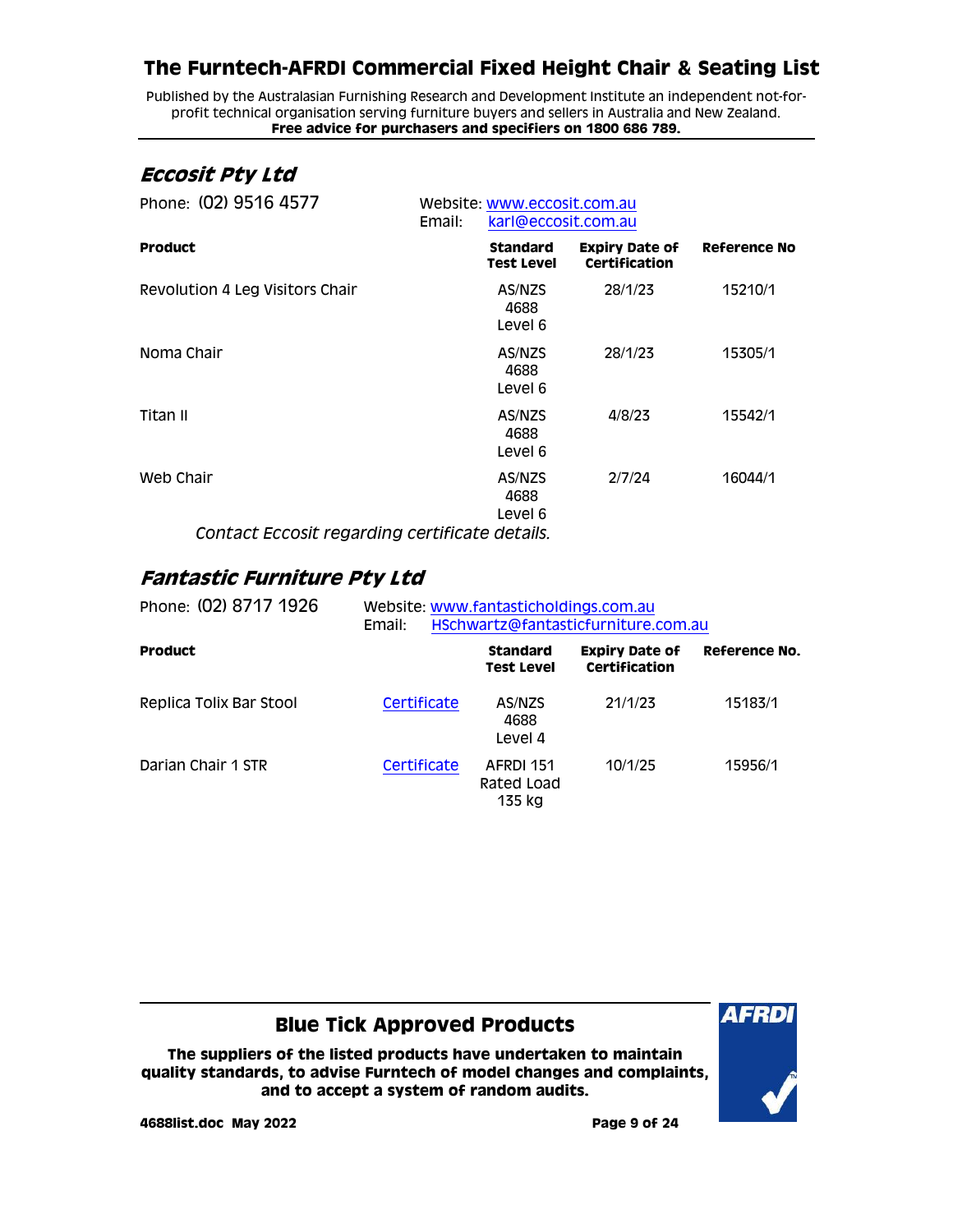# The Furntech-AFRDI Commercial Fixed Height Chair & Seating List

Published by the Australasian Furnishing Research and Development Institute an independent not-for-profit technical organisation serving furniture buyers and sellers in Australia and New Zealand.
**Free advice for purchasers and specifiers on 1800 686 789.**

## *Eccosit Pty Ltd*

Phone: (02) 9516 4577 Website: www.eccosit.com.au
Email: karl@eccosit.com.au

| Product | Standard Test Level | Expiry Date of Certification | Reference No |
|---|---|---|---|
| Revolution 4 Leg Visitors Chair | AS/NZS 4688 Level 6 | 28/1/23 | 15210/1 |
| Noma Chair | AS/NZS 4688 Level 6 | 28/1/23 | 15305/1 |
| Titan II | AS/NZS 4688 Level 6 | 4/8/23 | 15542/1 |
| Web Chair | AS/NZS 4688 Level 6 | 2/7/24 | 16044/1 |

*Contact Eccosit regarding certificate details.*

## *Fantastic Furniture Pty Ltd*

Phone: (02) 8717 1926 Website: www.fantasticholdings.com.au
Email: HSchwartz@fantasticfurniture.com.au

| Product | | Standard Test Level | Expiry Date of Certification | Reference No. |
|---|---|---|---|---|
| Replica Tolix Bar Stool | Certificate | AS/NZS 4688 Level 4 | 21/1/23 | 15183/1 |
| Darian Chair 1 STR | Certificate | AFRDI 151 Rated Load 135 kg | 10/1/25 | 15956/1 |

## Blue Tick Approved Products

**The suppliers of the listed products have undertaken to maintain quality standards, to advise Furntech of model changes and complaints, and to accept a system of random audits.**

**4688list.doc May 2022**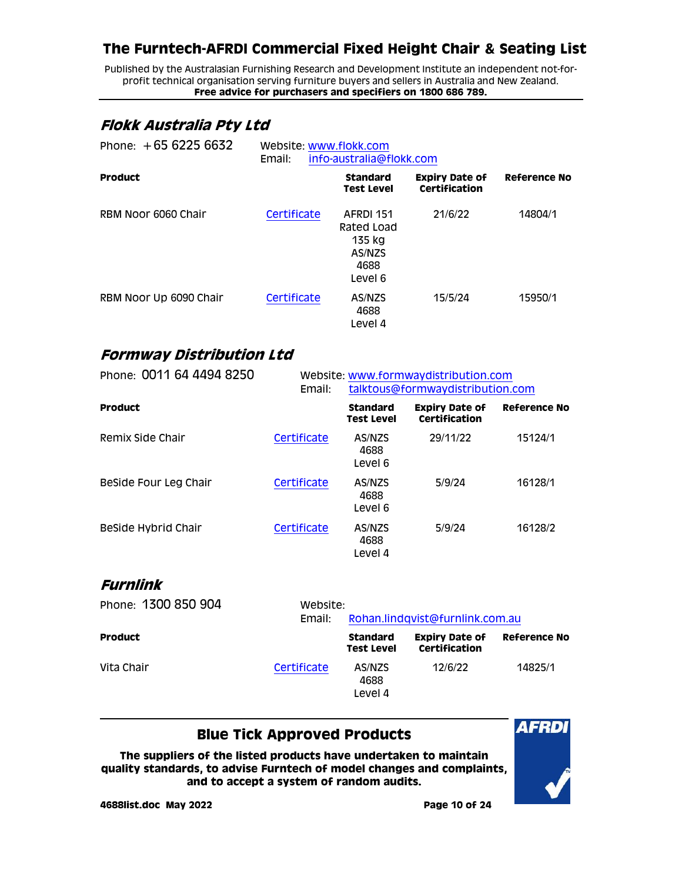# The Furntech-AFRDI Commercial Fixed Height Chair & Seating List

Published by the Australasian Furnishing Research and Development Institute an independent not-for-profit technical organisation serving furniture buyers and sellers in Australia and New Zealand.
**Free advice for purchasers and specifiers on 1800 686 789.**

## *Flokk Australia Pty Ltd*

Phone: +65 6225 6632

Website: www.flokk.com
Email: info-australia@flokk.com

| Product | | Standard Test Level | Expiry Date of Certification | Reference No |
|---|---|---|---|---|
| RBM Noor 6060 Chair | Certificate | AFRDI 151 Rated Load 135 kg AS/NZS 4688 Level 6 | 21/6/22 | 14804/1 |
| RBM Noor Up 6090 Chair | Certificate | AS/NZS 4688 Level 4 | 15/5/24 | 15950/1 |

## *Formway Distribution Ltd*

Phone: 0011 64 4494 8250

Website: www.formwaydistribution.com
Email: talktous@formwaydistribution.com

| Product | | Standard Test Level | Expiry Date of Certification | Reference No |
|---|---|---|---|---|
| Remix Side Chair | Certificate | AS/NZS 4688 Level 6 | 29/11/22 | 15124/1 |
| BeSide Four Leg Chair | Certificate | AS/NZS 4688 Level 6 | 5/9/24 | 16128/1 |
| BeSide Hybrid Chair | Certificate | AS/NZS 4688 Level 4 | 5/9/24 | 16128/2 |

## *Furnlink*

Phone: 1300 850 904

Website:
Email: Rohan.lindqvist@furnlink.com.au

| Product | | Standard Test Level | Expiry Date of Certification | Reference No |
|---|---|---|---|---|
| Vita Chair | Certificate | AS/NZS 4688 Level 4 | 12/6/22 | 14825/1 |

### Blue Tick Approved Products

**The suppliers of the listed products have undertaken to maintain quality standards, to advise Furntech of model changes and complaints, and to accept a system of random audits.**

**4688list.doc May 2022**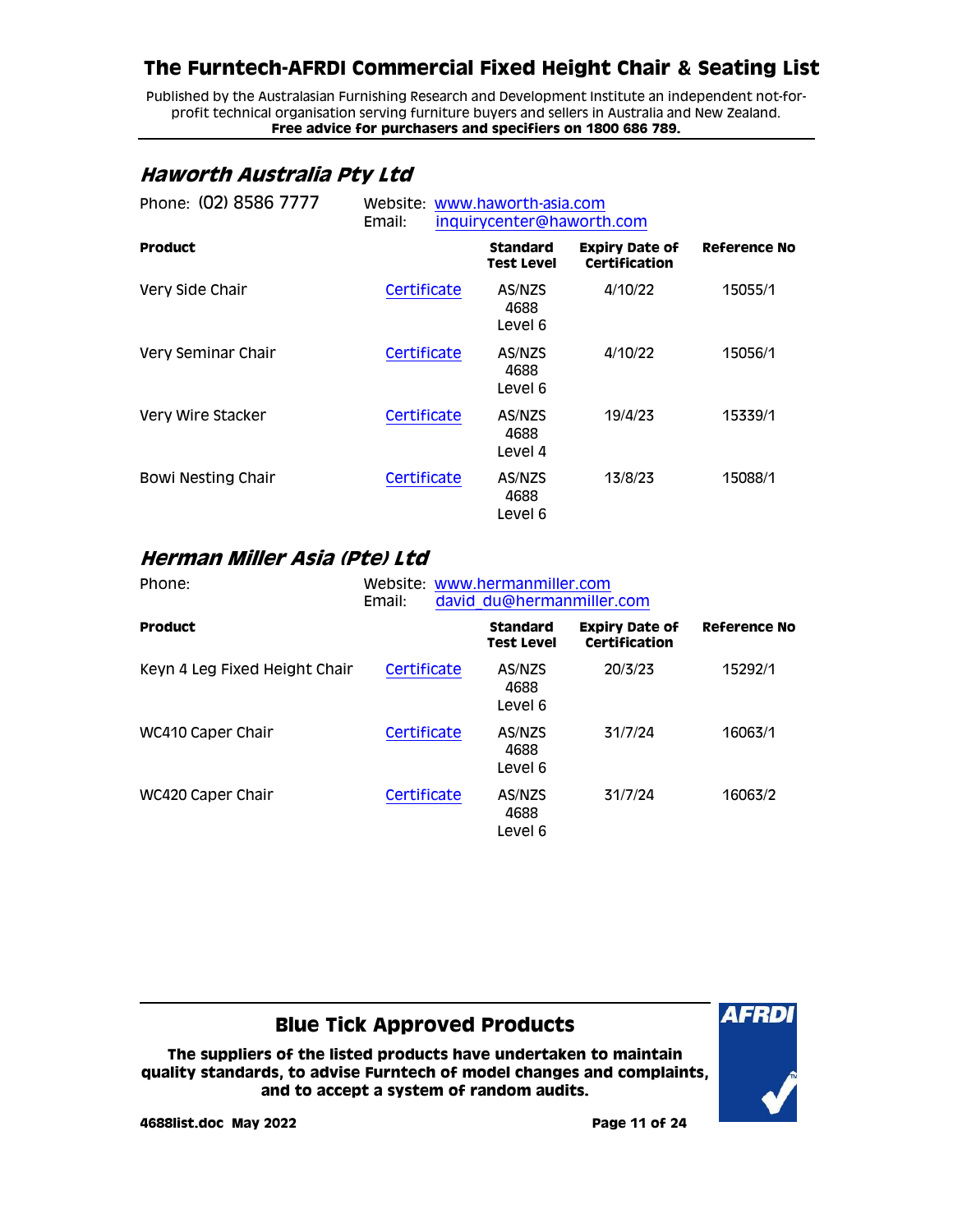# The Furntech-AFRDI Commercial Fixed Height Chair & Seating List

Published by the Australasian Furnishing Research and Development Institute an independent not-for-profit technical organisation serving furniture buyers and sellers in Australia and New Zealand.
**Free advice for purchasers and specifiers on 1800 686 789.**

## *Haworth Australia Pty Ltd*

Phone: (02) 8586 7777 | Website: www.haworth-asia.com
Email: inquirycenter@haworth.com

| Product | | Standard Test Level | Expiry Date of Certification | Reference No |
|---|---|---|---|---|
| Very Side Chair | Certificate | AS/NZS 4688 Level 6 | 4/10/22 | 15055/1 |
| Very Seminar Chair | Certificate | AS/NZS 4688 Level 6 | 4/10/22 | 15056/1 |
| Very Wire Stacker | Certificate | AS/NZS 4688 Level 4 | 19/4/23 | 15339/1 |
| Bowi Nesting Chair | Certificate | AS/NZS 4688 Level 6 | 13/8/23 | 15088/1 |

## *Herman Miller Asia (Pte) Ltd*

Phone: | Website: www.hermanmiller.com
Email: david_du@hermanmiller.com

| Product | | Standard Test Level | Expiry Date of Certification | Reference No |
|---|---|---|---|---|
| Keyn 4 Leg Fixed Height Chair | Certificate | AS/NZS 4688 Level 6 | 20/3/23 | 15292/1 |
| WC410 Caper Chair | Certificate | AS/NZS 4688 Level 6 | 31/7/24 | 16063/1 |
| WC420 Caper Chair | Certificate | AS/NZS 4688 Level 6 | 31/7/24 | 16063/2 |

**Blue Tick Approved Products**

**The suppliers of the listed products have undertaken to maintain quality standards, to advise Furntech of model changes and complaints, and to accept a system of random audits.**

**4688list.doc May 2022**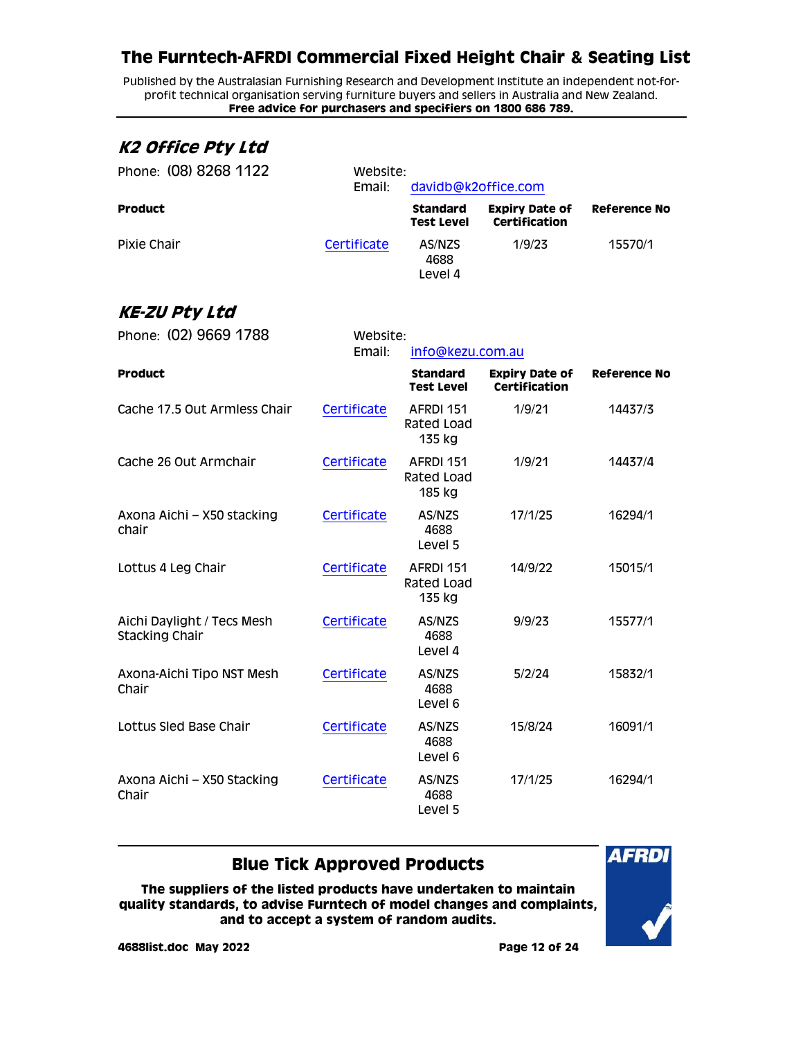# The Furntech-AFRDI Commercial Fixed Height Chair & Seating List

Published by the Australasian Furnishing Research and Development Institute an independent not-for-profit technical organisation serving furniture buyers and sellers in Australia and New Zealand.
**Free advice for purchasers and specifiers on 1800 686 789.**

## *K2 Office Pty Ltd*

Phone: (08) 8268 1122 Website:
Email: davidb@k2office.com

| Product | | Standard Test Level | Expiry Date of Certification | Reference No |
|---|---|---|---|---|
| Pixie Chair | Certificate | AS/NZS 4688 Level 4 | 1/9/23 | 15570/1 |

## *KE-ZU Pty Ltd*

Phone: (02) 9669 1788 Website:
Email: info@kezu.com.au

| Product | | Standard Test Level | Expiry Date of Certification | Reference No |
|---|---|---|---|---|
| Cache 17.5 Out Armless Chair | Certificate | AFRDI 151 Rated Load 135 kg | 1/9/21 | 14437/3 |
| Cache 26 Out Armchair | Certificate | AFRDI 151 Rated Load 185 kg | 1/9/21 | 14437/4 |
| Axona Aichi – X50 stacking chair | Certificate | AS/NZS 4688 Level 5 | 17/1/25 | 16294/1 |
| Lottus 4 Leg Chair | Certificate | AFRDI 151 Rated Load 135 kg | 14/9/22 | 15015/1 |
| Aichi Daylight / Tecs Mesh Stacking Chair | Certificate | AS/NZS 4688 Level 4 | 9/9/23 | 15577/1 |
| Axona-Aichi Tipo NST Mesh Chair | Certificate | AS/NZS 4688 Level 6 | 5/2/24 | 15832/1 |
| Lottus Sled Base Chair | Certificate | AS/NZS 4688 Level 6 | 15/8/24 | 16091/1 |
| Axona Aichi – X50 Stacking Chair | Certificate | AS/NZS 4688 Level 5 | 17/1/25 | 16294/1 |

**Blue Tick Approved Products**

**The suppliers of the listed products have undertaken to maintain quality standards, to advise Furntech of model changes and complaints, and to accept a system of random audits.**

**4688list.doc May 2022**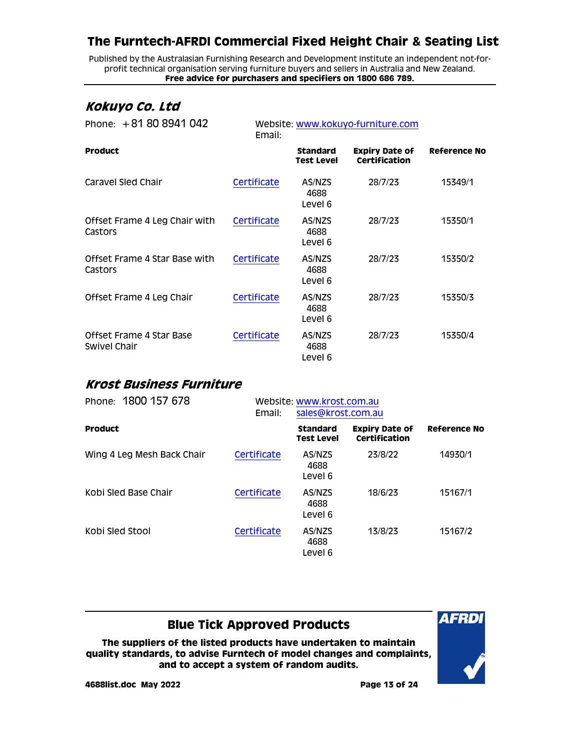# The Furntech-AFRDI Commercial Fixed Height Chair & Seating List

Published by the Australasian Furnishing Research and Development Institute an independent not-for-profit technical organisation serving furniture buyers and sellers in Australia and New Zealand.
**Free advice for purchasers and specifiers on 1800 686 789.**

## *Kokuyo Co. Ltd*

Phone: +81 80 8941 042 | Website: www.kokuyo-furniture.com | Email:

| Product | | Standard Test Level | Expiry Date of Certification | Reference No |
|---|---|---|---|---|
| Caravel Sled Chair | Certificate | AS/NZS 4688 Level 6 | 28/7/23 | 15349/1 |
| Offset Frame 4 Leg Chair with Castors | Certificate | AS/NZS 4688 Level 6 | 28/7/23 | 15350/1 |
| Offset Frame 4 Star Base with Castors | Certificate | AS/NZS 4688 Level 6 | 28/7/23 | 15350/2 |
| Offset Frame 4 Leg Chair | Certificate | AS/NZS 4688 Level 6 | 28/7/23 | 15350/3 |
| Offset Frame 4 Star Base Swivel Chair | Certificate | AS/NZS 4688 Level 6 | 28/7/23 | 15350/4 |

## *Krost Business Furniture*

Phone: 1800 157 678 | Website: www.krost.com.au | Email: sales@krost.com.au

| Product | | Standard Test Level | Expiry Date of Certification | Reference No |
|---|---|---|---|---|
| Wing 4 Leg Mesh Back Chair | Certificate | AS/NZS 4688 Level 6 | 23/8/22 | 14930/1 |
| Kobi Sled Base Chair | Certificate | AS/NZS 4688 Level 6 | 18/6/23 | 15167/1 |
| Kobi Sled Stool | Certificate | AS/NZS 4688 Level 6 | 13/8/23 | 15167/2 |

**Blue Tick Approved Products**

**The suppliers of the listed products have undertaken to maintain quality standards, to advise Furntech of model changes and complaints, and to accept a system of random audits.**

**4688list.doc May 2022**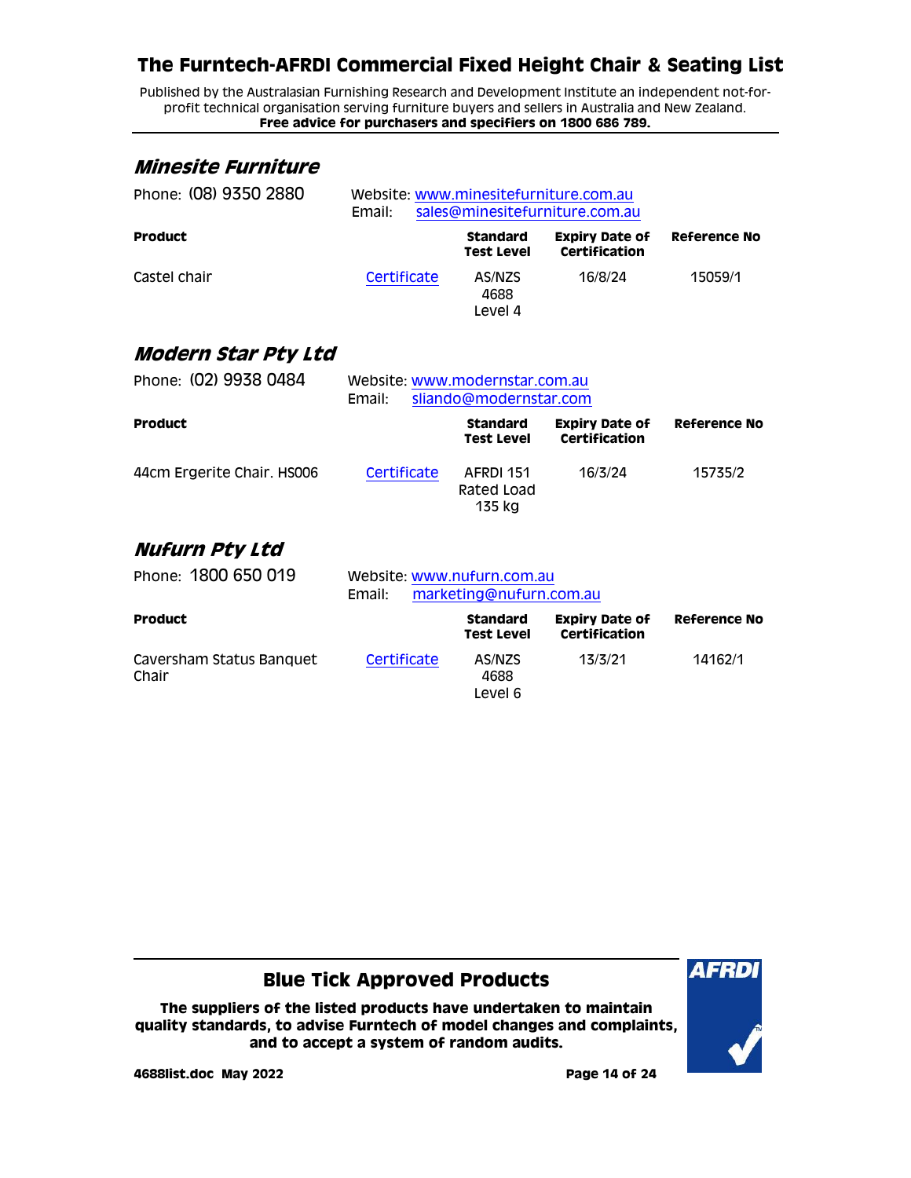# The Furntech-AFRDI Commercial Fixed Height Chair & Seating List

Published by the Australasian Furnishing Research and Development Institute an independent not-for-profit technical organisation serving furniture buyers and sellers in Australia and New Zealand.
**Free advice for purchasers and specifiers on 1800 686 789.**

## *Minesite Furniture*

Phone: (08) 9350 2880

Website: www.minesitefurniture.com.au
Email: sales@minesitefurniture.com.au

| Product | | Standard Test Level | Expiry Date of Certification | Reference No |
|---|---|---|---|---|
| Castel chair | Certificate | AS/NZS 4688 Level 4 | 16/8/24 | 15059/1 |

## *Modern Star Pty Ltd*

Phone: (02) 9938 0484

Website: www.modernstar.com.au
Email: sliando@modernstar.com

| Product | | Standard Test Level | Expiry Date of Certification | Reference No |
|---|---|---|---|---|
| 44cm Ergerite Chair. HS006 | Certificate | AFRDI 151 Rated Load 135 kg | 16/3/24 | 15735/2 |

## *Nufurn Pty Ltd*

Phone: 1800 650 019

Website: www.nufurn.com.au
Email: marketing@nufurn.com.au

| Product | | Standard Test Level | Expiry Date of Certification | Reference No |
|---|---|---|---|---|
| Caversham Status Banquet Chair | Certificate | AS/NZS 4688 Level 6 | 13/3/21 | 14162/1 |

## Blue Tick Approved Products

**The suppliers of the listed products have undertaken to maintain quality standards, to advise Furntech of model changes and complaints, and to accept a system of random audits.**

**4688list.doc May 2022**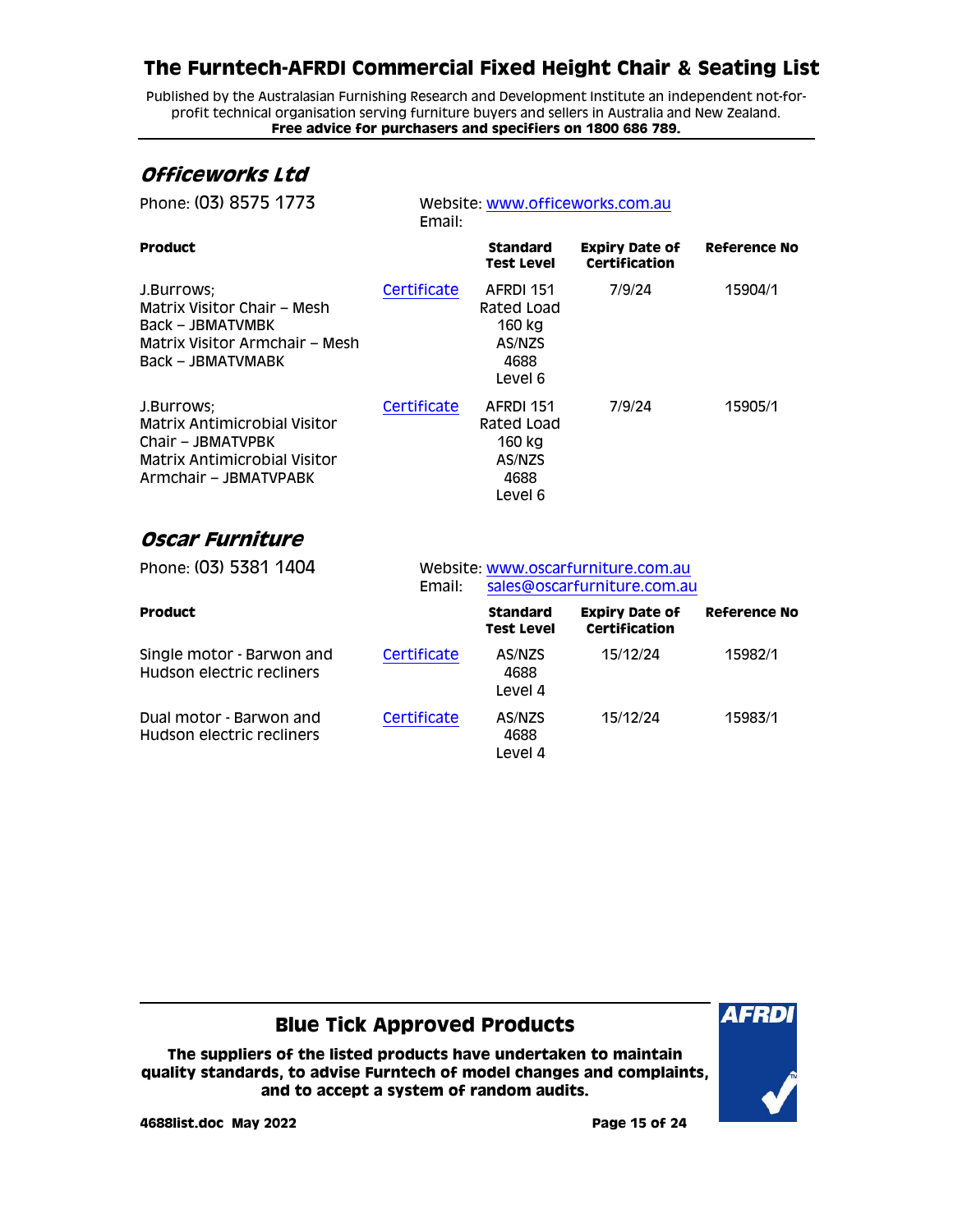## *Officeworks Ltd*

Phone: (03) 8575 1773

Website: www.officeworks.com.au
Email:

| Product | | Standard Test Level | Expiry Date of Certification | Reference No |
|---|---|---|---|---|
| J.Burrows; Matrix Visitor Chair – Mesh Back – JBMATVMBK Matrix Visitor Armchair – Mesh Back – JBMATVMABK | Certificate | AFRDI 151 Rated Load 160 kg AS/NZS 4688 Level 6 | 7/9/24 | 15904/1 |
| J.Burrows; Matrix Antimicrobial Visitor Chair – JBMATVPBK Matrix Antimicrobial Visitor Armchair – JBMATVPABK | Certificate | AFRDI 151 Rated Load 160 kg AS/NZS 4688 Level 6 | 7/9/24 | 15905/1 |

## *Oscar Furniture*

Phone: (03) 5381 1404

Website: www.oscarfurniture.com.au
Email: sales@oscarfurniture.com.au

| Product | | Standard Test Level | Expiry Date of Certification | Reference No |
|---|---|---|---|---|
| Single motor - Barwon and Hudson electric recliners | Certificate | AS/NZS 4688 Level 4 | 15/12/24 | 15982/1 |
| Dual motor - Barwon and Hudson electric recliners | Certificate | AS/NZS 4688 Level 4 | 15/12/24 | 15983/1 |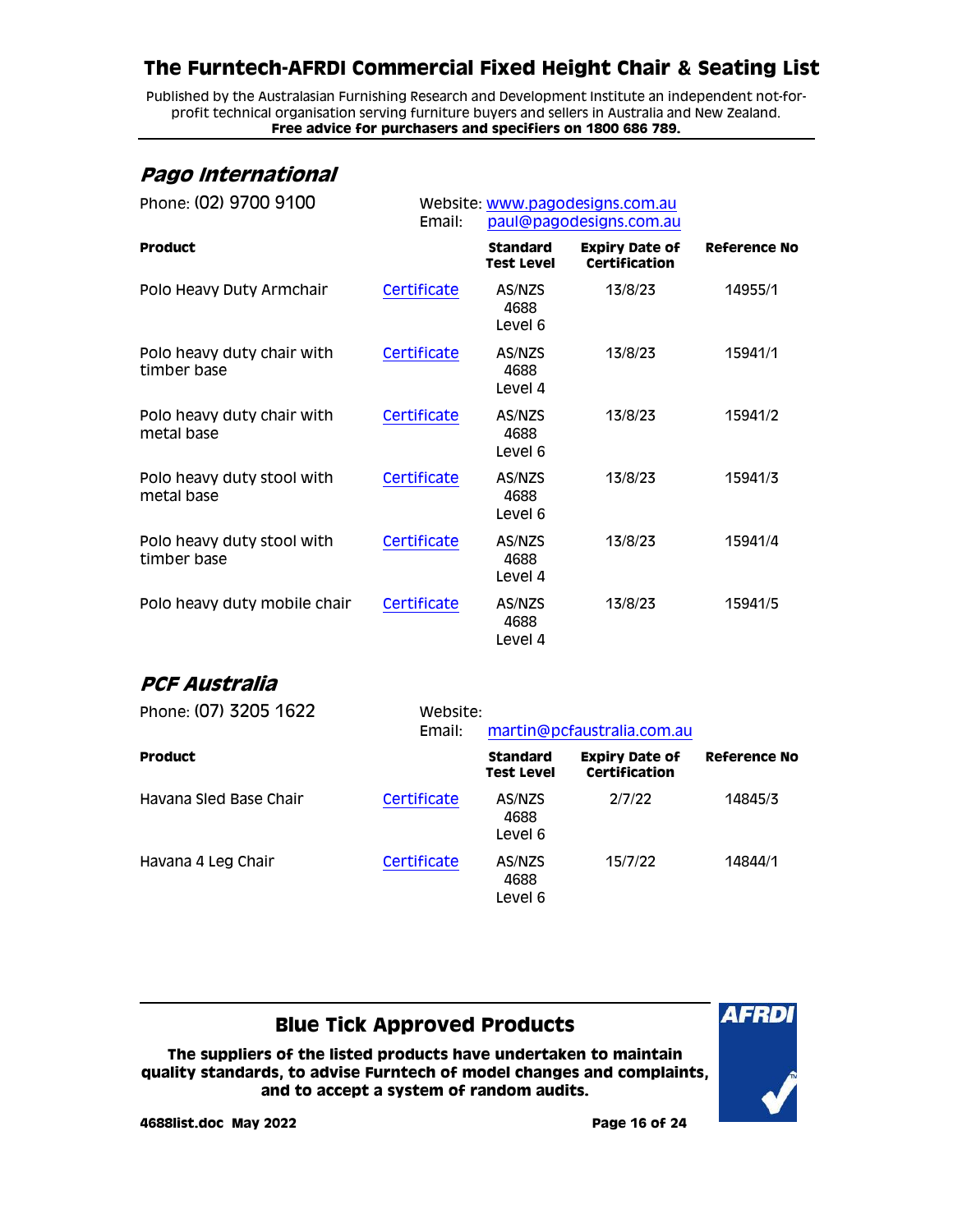# The Furntech-AFRDI Commercial Fixed Height Chair & Seating List

Published by the Australasian Furnishing Research and Development Institute an independent not-for-profit technical organisation serving furniture buyers and sellers in Australia and New Zealand.
**Free advice for purchasers and specifiers on 1800 686 789.**

## *Pago International*

Phone: (02) 9700 9100

Website: www.pagodesigns.com.au
Email: paul@pagodesigns.com.au

| Product | | Standard Test Level | Expiry Date of Certification | Reference No |
|---|---|---|---|---|
| Polo Heavy Duty Armchair | Certificate | AS/NZS 4688 Level 6 | 13/8/23 | 14955/1 |
| Polo heavy duty chair with timber base | Certificate | AS/NZS 4688 Level 4 | 13/8/23 | 15941/1 |
| Polo heavy duty chair with metal base | Certificate | AS/NZS 4688 Level 6 | 13/8/23 | 15941/2 |
| Polo heavy duty stool with metal base | Certificate | AS/NZS 4688 Level 6 | 13/8/23 | 15941/3 |
| Polo heavy duty stool with timber base | Certificate | AS/NZS 4688 Level 4 | 13/8/23 | 15941/4 |
| Polo heavy duty mobile chair | Certificate | AS/NZS 4688 Level 4 | 13/8/23 | 15941/5 |

## *PCF Australia*

Phone: (07) 3205 1622

Website:
Email: martin@pcfaustralia.com.au

| Product | | Standard Test Level | Expiry Date of Certification | Reference No |
|---|---|---|---|---|
| Havana Sled Base Chair | Certificate | AS/NZS 4688 Level 6 | 2/7/22 | 14845/3 |
| Havana 4 Leg Chair | Certificate | AS/NZS 4688 Level 6 | 15/7/22 | 14844/1 |

**Blue Tick Approved Products**

**The suppliers of the listed products have undertaken to maintain quality standards, to advise Furntech of model changes and complaints, and to accept a system of random audits.**

**4688list.doc May 2022**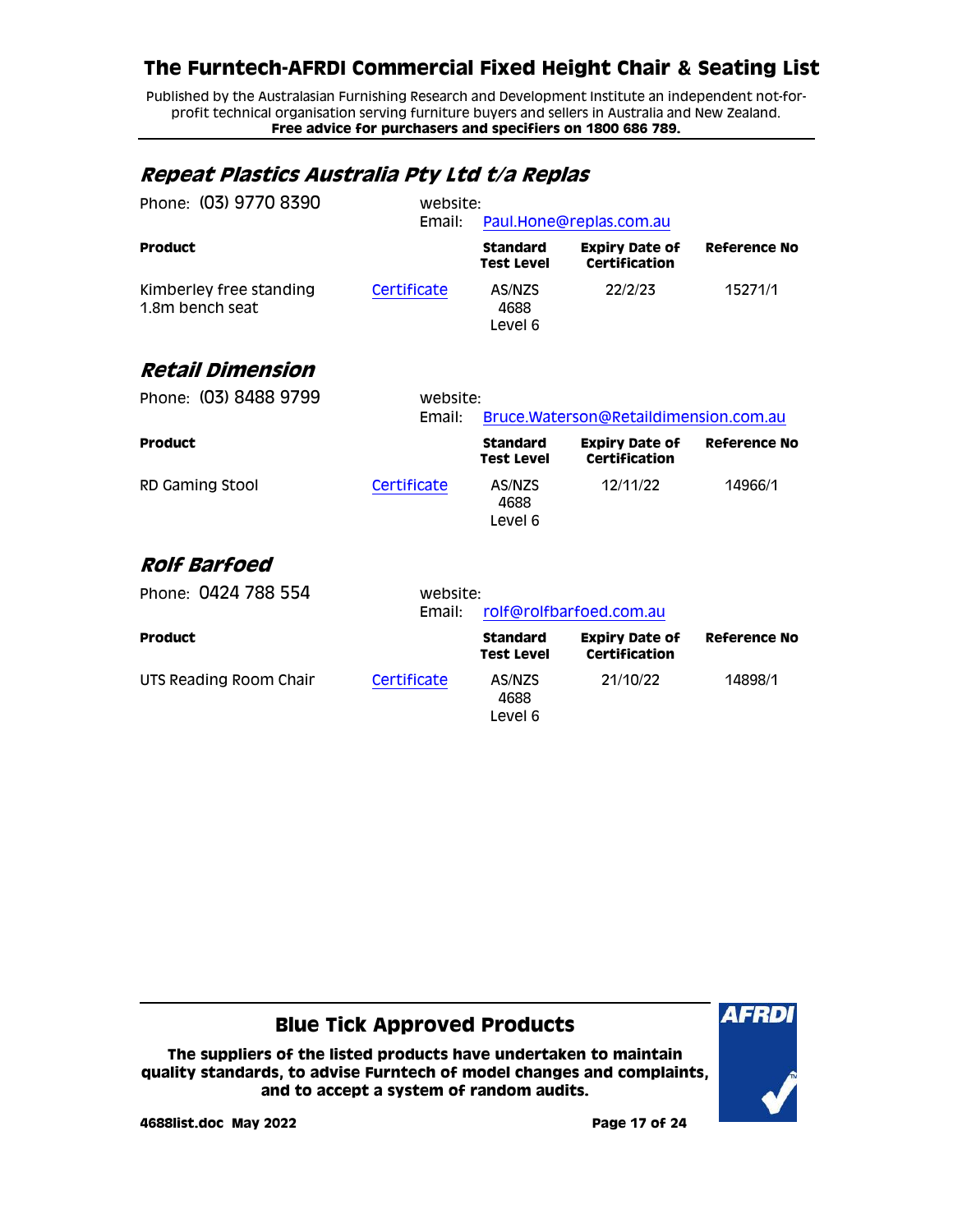## *Repeat Plastics Australia Pty Ltd t/a Replas*

Phone: (03) 9770 8390

website:
Email: Paul.Hone@replas.com.au

| Product | | Standard Test Level | Expiry Date of Certification | Reference No |
|---|---|---|---|---|
| Kimberley free standing 1.8m bench seat | Certificate | AS/NZS 4688 Level 6 | 22/2/23 | 15271/1 |

## *Retail Dimension*

Phone: (03) 8488 9799

website:
Email: Bruce.Waterson@Retaildimension.com.au

| Product | | Standard Test Level | Expiry Date of Certification | Reference No |
|---|---|---|---|---|
| RD Gaming Stool | Certificate | AS/NZS 4688 Level 6 | 12/11/22 | 14966/1 |

## *Rolf Barfoed*

Phone: 0424 788 554

website:
Email: rolf@rolfbarfoed.com.au

| Product | | Standard Test Level | Expiry Date of Certification | Reference No |
|---|---|---|---|---|
| UTS Reading Room Chair | Certificate | AS/NZS 4688 Level 6 | 21/10/22 | 14898/1 |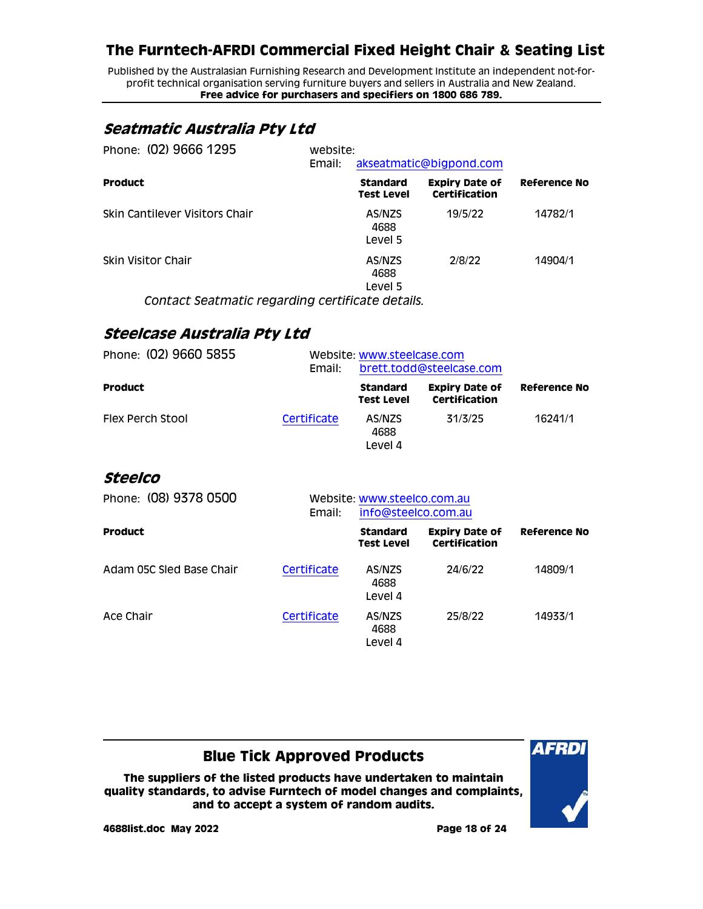# The Furntech-AFRDI Commercial Fixed Height Chair & Seating List

Published by the Australasian Furnishing Research and Development Institute an independent not-for-profit technical organisation serving furniture buyers and sellers in Australia and New Zealand.
**Free advice for purchasers and specifiers on 1800 686 789.**

## *Seatmatic Australia Pty Ltd*

Phone: (02) 9666 1295
website:
Email: akseatmatic@bigpond.com

| Product | | Standard Test Level | Expiry Date of Certification | Reference No |
|---|---|---|---|---|
| Skin Cantilever Visitors Chair | | AS/NZS 4688 Level 5 | 19/5/22 | 14782/1 |
| Skin Visitor Chair | | AS/NZS 4688 Level 5 | 2/8/22 | 14904/1 |

*Contact Seatmatic regarding certificate details.*

## *Steelcase Australia Pty Ltd*

Phone: (02) 9660 5855
Website: www.steelcase.com
Email: brett.todd@steelcase.com

| Product | | Standard Test Level | Expiry Date of Certification | Reference No |
|---|---|---|---|---|
| Flex Perch Stool | Certificate | AS/NZS 4688 Level 4 | 31/3/25 | 16241/1 |

## *Steelco*

Phone: (08) 9378 0500
Website: www.steelco.com.au
Email: info@steelco.com.au

| Product | | Standard Test Level | Expiry Date of Certification | Reference No |
|---|---|---|---|---|
| Adam 05C Sled Base Chair | Certificate | AS/NZS 4688 Level 4 | 24/6/22 | 14809/1 |
| Ace Chair | Certificate | AS/NZS 4688 Level 4 | 25/8/22 | 14933/1 |

### Blue Tick Approved Products

**The suppliers of the listed products have undertaken to maintain quality standards, to advise Furntech of model changes and complaints, and to accept a system of random audits.**

**4688list.doc May 2022**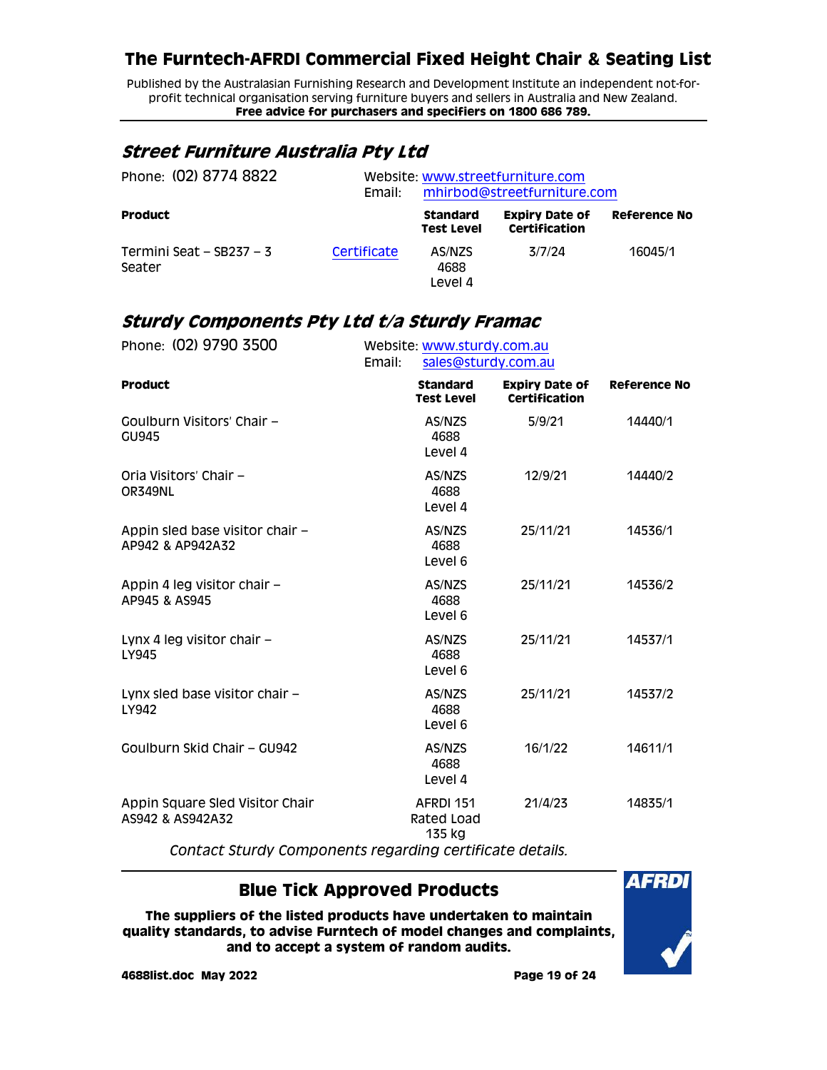# The Furntech-AFRDI Commercial Fixed Height Chair & Seating List

Published by the Australasian Furnishing Research and Development Institute an independent not-for-profit technical organisation serving furniture buyers and sellers in Australia and New Zealand.
**Free advice for purchasers and specifiers on 1800 686 789.**

## *Street Furniture Australia Pty Ltd*

Phone: (02) 8774 8822 Website: www.streetfurniture.com
Email: mhirbod@streetfurniture.com

| Product | | Standard Test Level | Expiry Date of Certification | Reference No |
|---|---|---|---|---|
| Termini Seat – SB237 – 3 Seater | Certificate | AS/NZS 4688 Level 4 | 3/7/24 | 16045/1 |

## *Sturdy Components Pty Ltd t/a Sturdy Framac*

Phone: (02) 9790 3500 Website: www.sturdy.com.au
Email: sales@sturdy.com.au

| Product | Standard Test Level | Expiry Date of Certification | Reference No |
|---|---|---|---|
| Goulburn Visitors' Chair – GU945 | AS/NZS 4688 Level 4 | 5/9/21 | 14440/1 |
| Oria Visitors' Chair – OR349NL | AS/NZS 4688 Level 4 | 12/9/21 | 14440/2 |
| Appin sled base visitor chair – AP942 & AP942A32 | AS/NZS 4688 Level 6 | 25/11/21 | 14536/1 |
| Appin 4 leg visitor chair – AP945 & AS945 | AS/NZS 4688 Level 6 | 25/11/21 | 14536/2 |
| Lynx 4 leg visitor chair – LY945 | AS/NZS 4688 Level 6 | 25/11/21 | 14537/1 |
| Lynx sled base visitor chair – LY942 | AS/NZS 4688 Level 6 | 25/11/21 | 14537/2 |
| Goulburn Skid Chair – GU942 | AS/NZS 4688 Level 4 | 16/1/22 | 14611/1 |
| Appin Square Sled Visitor Chair AS942 & AS942A32 | AFRDI 151 Rated Load 135 kg | 21/4/23 | 14835/1 |

*Contact Sturdy Components regarding certificate details.*

## Blue Tick Approved Products

**The suppliers of the listed products have undertaken to maintain quality standards, to advise Furntech of model changes and complaints, and to accept a system of random audits.**

**4688list.doc May 2022**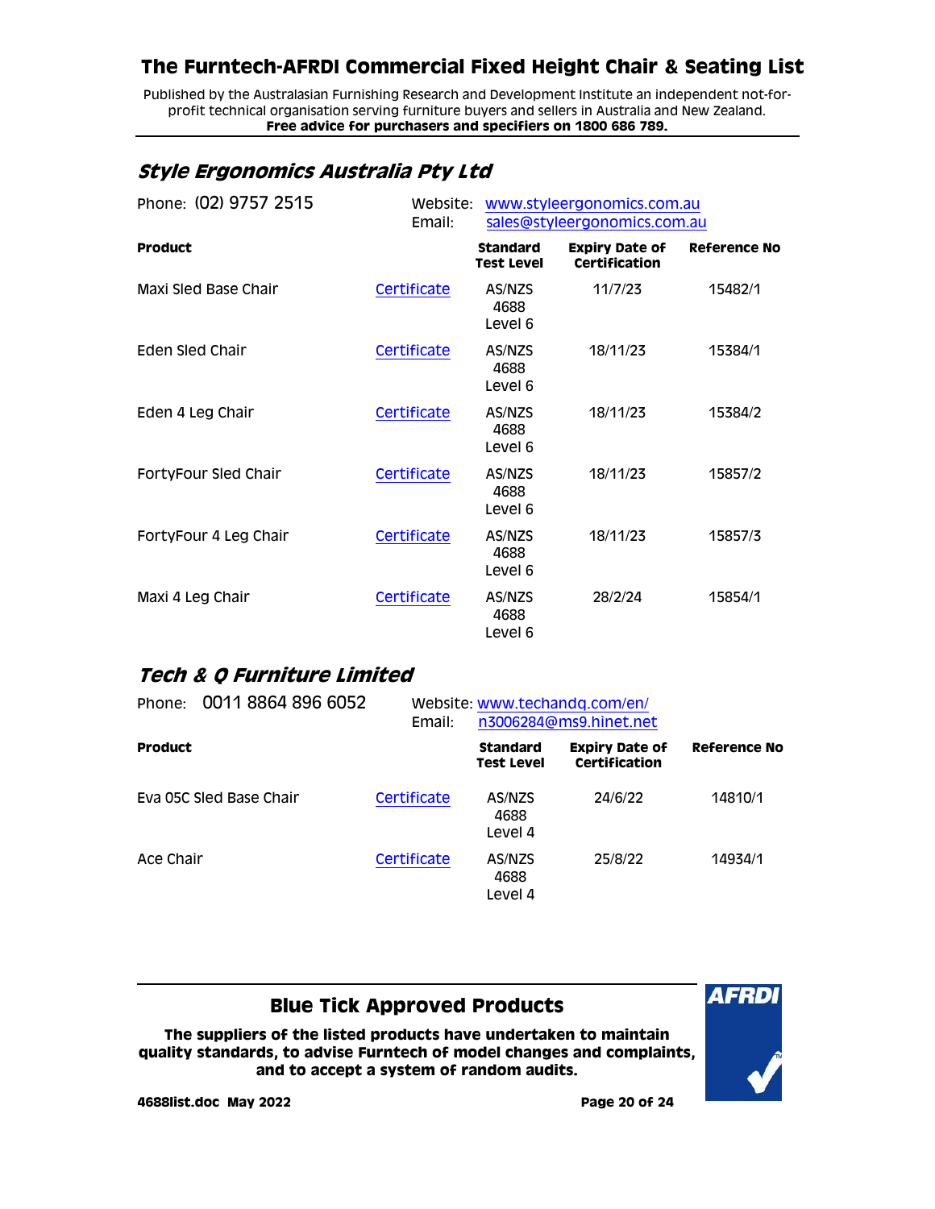# The Furntech-AFRDI Commercial Fixed Height Chair & Seating List

Published by the Australasian Furnishing Research and Development Institute an independent not-for-profit technical organisation serving furniture buyers and sellers in Australia and New Zealand.
**Free advice for purchasers and specifiers on 1800 686 789.**

## *Style Ergonomics Australia Pty Ltd*

Phone: (02) 9757 2515

Website: www.styleergonomics.com.au
Email: sales@styleergonomics.com.au

| Product | | Standard Test Level | Expiry Date of Certification | Reference No |
|---|---|---|---|---|
| Maxi Sled Base Chair | Certificate | AS/NZS 4688 Level 6 | 11/7/23 | 15482/1 |
| Eden Sled Chair | Certificate | AS/NZS 4688 Level 6 | 18/11/23 | 15384/1 |
| Eden 4 Leg Chair | Certificate | AS/NZS 4688 Level 6 | 18/11/23 | 15384/2 |
| FortyFour Sled Chair | Certificate | AS/NZS 4688 Level 6 | 18/11/23 | 15857/2 |
| FortyFour 4 Leg Chair | Certificate | AS/NZS 4688 Level 6 | 18/11/23 | 15857/3 |
| Maxi 4 Leg Chair | Certificate | AS/NZS 4688 Level 6 | 28/2/24 | 15854/1 |

## *Tech & Q Furniture Limited*

Phone: 0011 8864 896 6052

Website: www.techandq.com/en/
Email: n3006284@ms9.hinet.net

| Product | | Standard Test Level | Expiry Date of Certification | Reference No |
|---|---|---|---|---|
| Eva 05C Sled Base Chair | Certificate | AS/NZS 4688 Level 4 | 24/6/22 | 14810/1 |
| Ace Chair | Certificate | AS/NZS 4688 Level 4 | 25/8/22 | 14934/1 |

### Blue Tick Approved Products

**The suppliers of the listed products have undertaken to maintain quality standards, to advise Furntech of model changes and complaints, and to accept a system of random audits.**

**4688list.doc May 2022**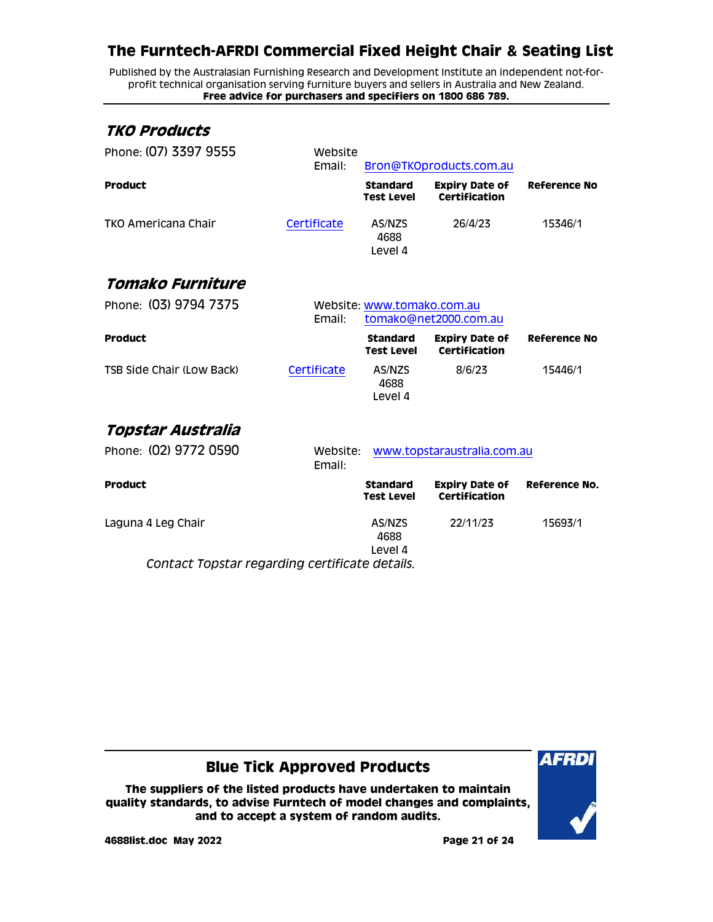# The Furntech-AFRDI Commercial Fixed Height Chair & Seating List

Published by the Australasian Furnishing Research and Development Institute an independent not-for-profit technical organisation serving furniture buyers and sellers in Australia and New Zealand.
**Free advice for purchasers and specifiers on 1800 686 789.**

## *TKO Products*

Phone: (07) 3397 9555

Website
Email: Bron@TKOproducts.com.au

| Product | | Standard Test Level | Expiry Date of Certification | Reference No |
|---|---|---|---|---|
| TKO Americana Chair | Certificate | AS/NZS 4688 Level 4 | 26/4/23 | 15346/1 |

## *Tomako Furniture*

Phone: (03) 9794 7375

Website: www.tomako.com.au
Email: tomako@net2000.com.au

| Product | | Standard Test Level | Expiry Date of Certification | Reference No |
|---|---|---|---|---|
| TSB Side Chair (Low Back) | Certificate | AS/NZS 4688 Level 4 | 8/6/23 | 15446/1 |

## *Topstar Australia*

Phone: (02) 9772 0590

Website: www.topstaraustralia.com.au
Email:

| Product | | Standard Test Level | Expiry Date of Certification | Reference No. |
|---|---|---|---|---|
| Laguna 4 Leg Chair | | AS/NZS 4688 Level 4 | 22/11/23 | 15693/1 |

*Contact Topstar regarding certificate details.*

**Blue Tick Approved Products**

**The suppliers of the listed products have undertaken to maintain quality standards, to advise Furntech of model changes and complaints, and to accept a system of random audits.**

**4688list.doc May 2022**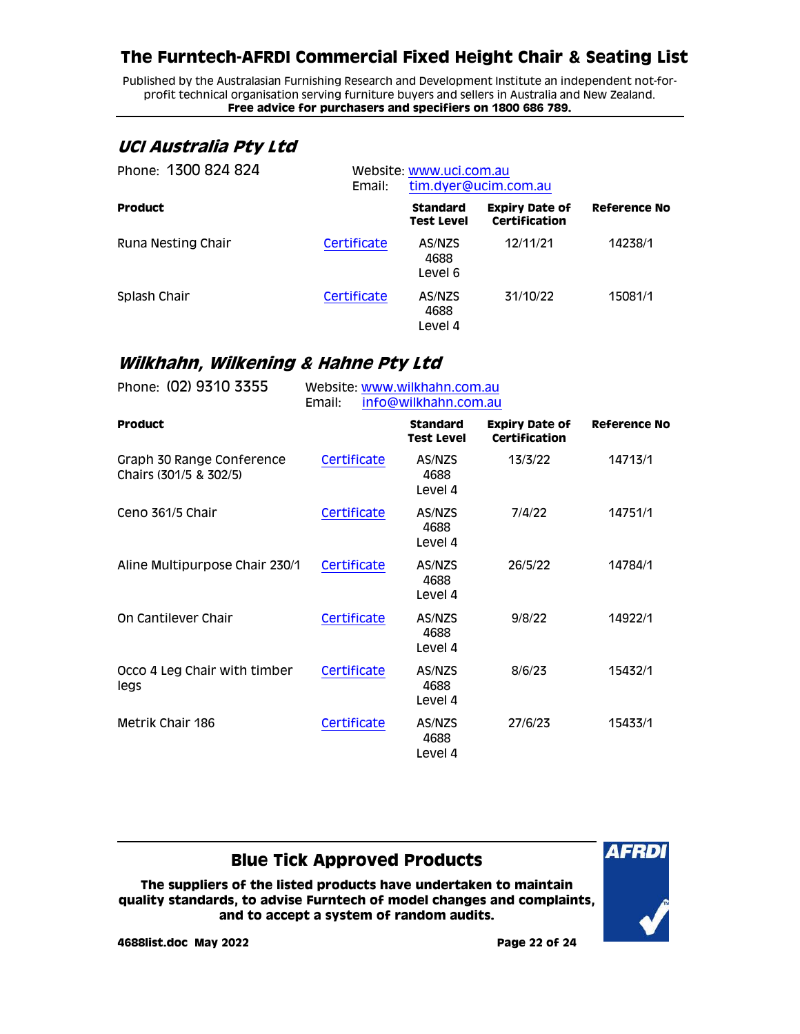# The Furntech-AFRDI Commercial Fixed Height Chair & Seating List

Published by the Australasian Furnishing Research and Development Institute an independent not-for-profit technical organisation serving furniture buyers and sellers in Australia and New Zealand.
**Free advice for purchasers and specifiers on 1800 686 789.**

## *UCI Australia Pty Ltd*

Phone: 1300 824 824 Website: www.uci.com.au
Email: tim.dyer@ucim.com.au

| Product | | Standard Test Level | Expiry Date of Certification | Reference No |
|---|---|---|---|---|
| Runa Nesting Chair | Certificate | AS/NZS 4688 Level 6 | 12/11/21 | 14238/1 |
| Splash Chair | Certificate | AS/NZS 4688 Level 4 | 31/10/22 | 15081/1 |

## *Wilkhahn, Wilkening & Hahne Pty Ltd*

Phone: (02) 9310 3355 Website: www.wilkhahn.com.au
Email: info@wilkhahn.com.au

| Product | | Standard Test Level | Expiry Date of Certification | Reference No |
|---|---|---|---|---|
| Graph 30 Range Conference Chairs (301/5 & 302/5) | Certificate | AS/NZS 4688 Level 4 | 13/3/22 | 14713/1 |
| Ceno 361/5 Chair | Certificate | AS/NZS 4688 Level 4 | 7/4/22 | 14751/1 |
| Aline Multipurpose Chair 230/1 | Certificate | AS/NZS 4688 Level 4 | 26/5/22 | 14784/1 |
| On Cantilever Chair | Certificate | AS/NZS 4688 Level 4 | 9/8/22 | 14922/1 |
| Occo 4 Leg Chair with timber legs | Certificate | AS/NZS 4688 Level 4 | 8/6/23 | 15432/1 |
| Metrik Chair 186 | Certificate | AS/NZS 4688 Level 4 | 27/6/23 | 15433/1 |

**Blue Tick Approved Products**

**The suppliers of the listed products have undertaken to maintain quality standards, to advise Furntech of model changes and complaints, and to accept a system of random audits.**

**4688list.doc May 2022**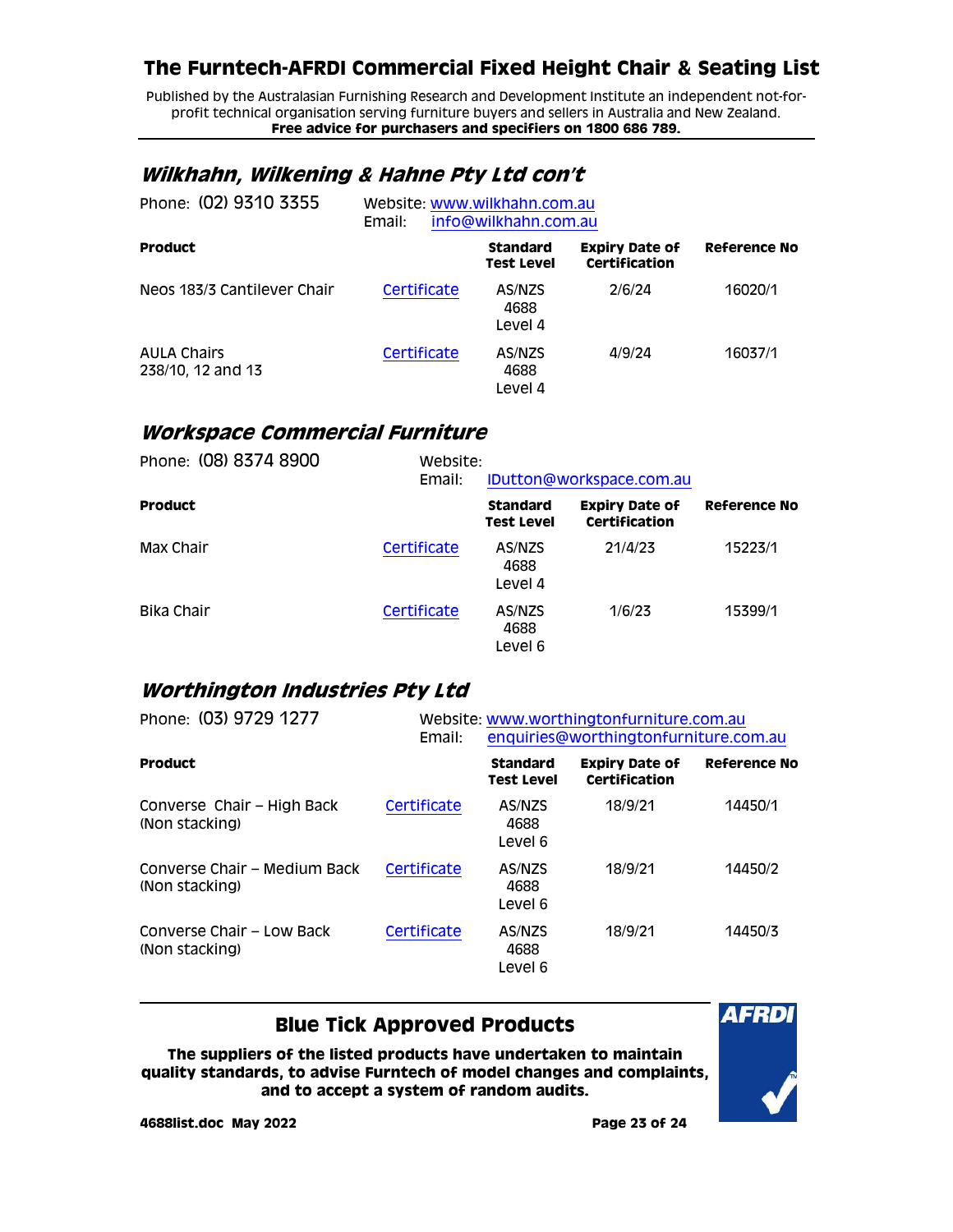# The Furntech-AFRDI Commercial Fixed Height Chair & Seating List

Published by the Australasian Furnishing Research and Development Institute an independent not-for-profit technical organisation serving furniture buyers and sellers in Australia and New Zealand.
**Free advice for purchasers and specifiers on 1800 686 789.**

## *Wilkhahn, Wilkening & Hahne Pty Ltd con't*

Phone: (02) 9310 3355 Website: www.wilkhahn.com.au
Email: info@wilkhahn.com.au

| Product | | Standard Test Level | Expiry Date of Certification | Reference No |
|---|---|---|---|---|
| Neos 183/3 Cantilever Chair | Certificate | AS/NZS 4688 Level 4 | 2/6/24 | 16020/1 |
| AULA Chairs 238/10, 12 and 13 | Certificate | AS/NZS 4688 Level 4 | 4/9/24 | 16037/1 |

## *Workspace Commercial Furniture*

Phone: (08) 8374 8900 Website:
Email: IDutton@workspace.com.au

| Product | | Standard Test Level | Expiry Date of Certification | Reference No |
|---|---|---|---|---|
| Max Chair | Certificate | AS/NZS 4688 Level 4 | 21/4/23 | 15223/1 |
| Bika Chair | Certificate | AS/NZS 4688 Level 6 | 1/6/23 | 15399/1 |

## *Worthington Industries Pty Ltd*

Phone: (03) 9729 1277 Website: www.worthingtonfurniture.com.au
Email: enquiries@worthingtonfurniture.com.au

| Product | | Standard Test Level | Expiry Date of Certification | Reference No |
|---|---|---|---|---|
| Converse Chair – High Back (Non stacking) | Certificate | AS/NZS 4688 Level 6 | 18/9/21 | 14450/1 |
| Converse Chair – Medium Back (Non stacking) | Certificate | AS/NZS 4688 Level 6 | 18/9/21 | 14450/2 |
| Converse Chair – Low Back (Non stacking) | Certificate | AS/NZS 4688 Level 6 | 18/9/21 | 14450/3 |

**Blue Tick Approved Products**

**The suppliers of the listed products have undertaken to maintain quality standards, to advise Furntech of model changes and complaints, and to accept a system of random audits.**

**4688list.doc May 2022**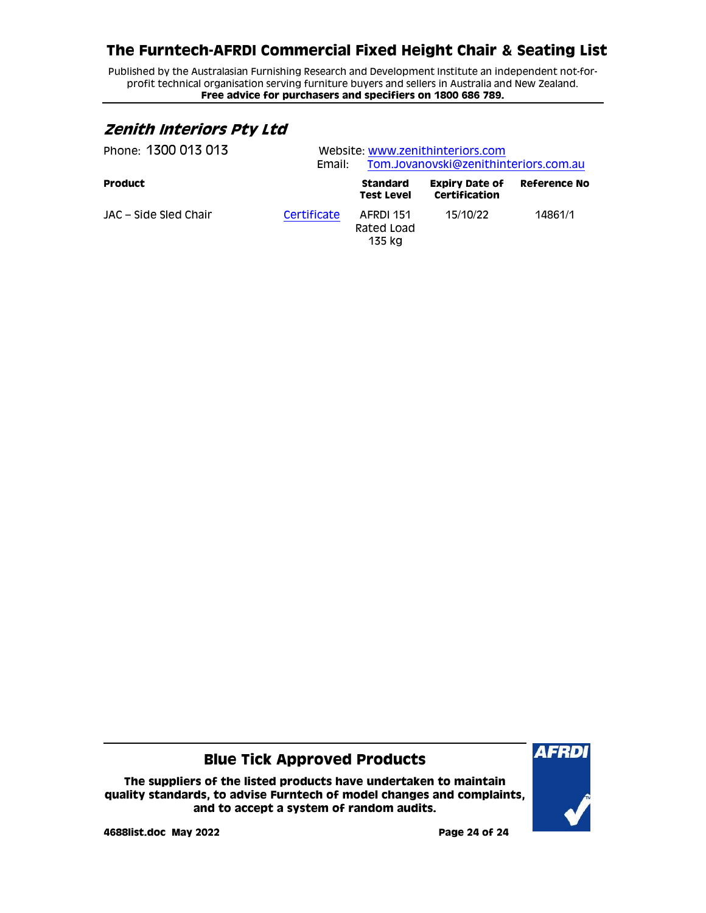# The Furntech-AFRDI Commercial Fixed Height Chair & Seating List

Published by the Australasian Furnishing Research and Development Institute an independent not-for-profit technical organisation serving furniture buyers and sellers in Australia and New Zealand.
**Free advice for purchasers and specifiers on 1800 686 789.**

## *Zenith Interiors Pty Ltd*

Phone: 1300 013 013

Website: www.zenithinteriors.com
Email: Tom.Jovanovski@zenithinteriors.com.au

| **Product** | | **Standard Test Level** | **Expiry Date of Certification** | **Reference No** |
|---|---|---|---|---|
| JAC – Side Sled Chair | Certificate | AFRDI 151 Rated Load 135 kg | 15/10/22 | 14861/1 |

### Blue Tick Approved Products

**The suppliers of the listed products have undertaken to maintain quality standards, to advise Furntech of model changes and complaints, and to accept a system of random audits.**

**4688list.doc May 2022**